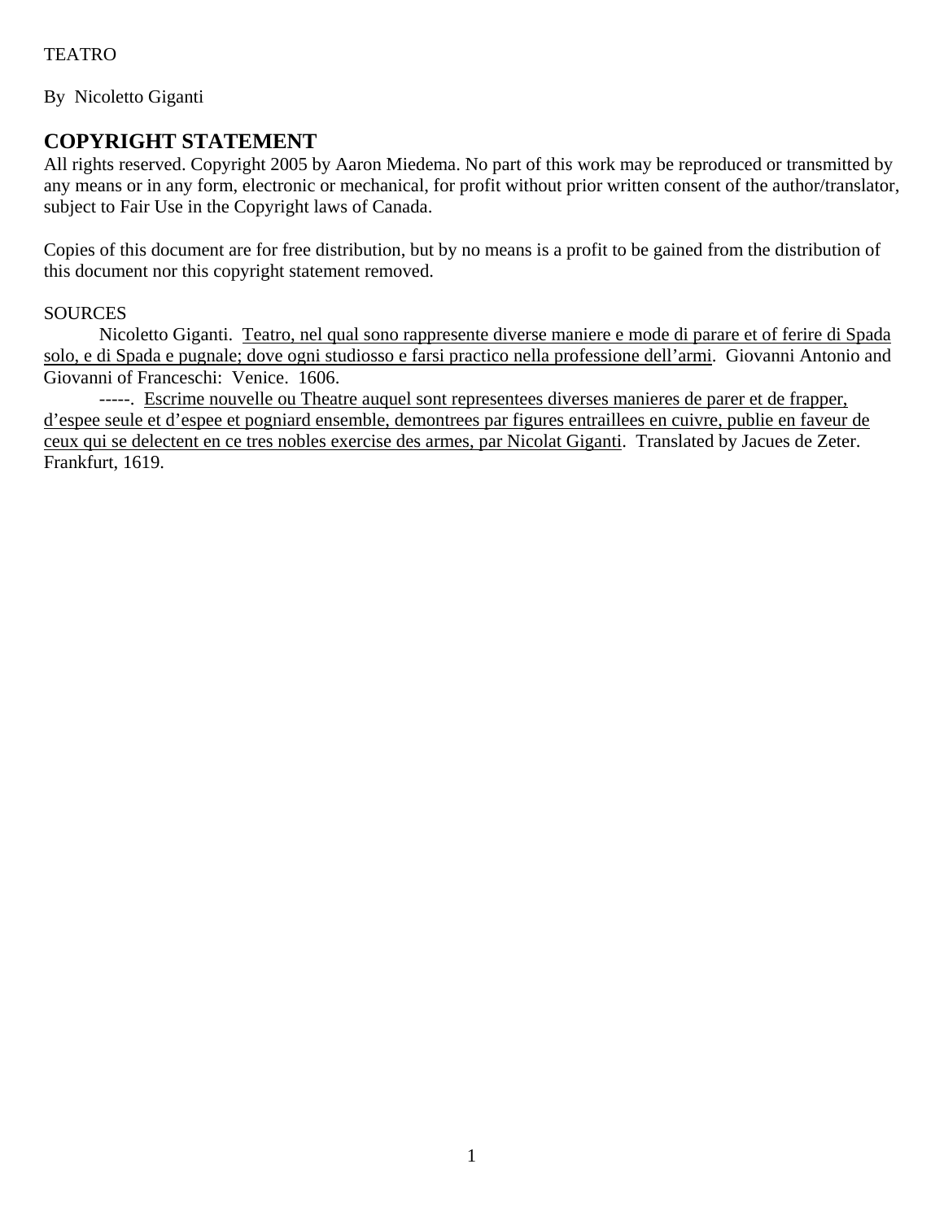TEATRO

By Nicoletto Giganti

## COPYRIGHT STATEMENT

All rights reserved. Copyright 2005 by Aaron Miedema. No part of this work may be reproduced or transmitted by any means or in any form, electronic or mechanical, for profit without prior written consent of the author/translator, subject to Fair Use in the Copyright laws of Canada.

Copies of this document are for free distribution, but by no means is a profit to be gained from the distribution of this document nor this copyright statement removed.

SOURCES

Nicoletto Giganti. Teatro, nel qual sono rappresente diverse maniere e mode di parare et of ferire di Spada solo, e di Spada e pugnale; dove ogni studiosso e farsi practico nella professione dell'armi. Giovanni Antonio and Giovanni of Franceschi: Venice. 1606.

-----. Escrime nouvelle ou Theatre auquel sont representees diverses manieres de parer et de frapper, d'espee seule et d'espee et pogniard ensemble, demontrees par figures entraillees en cuivre, publie en faveur de ceux qui se delectent en ce tres nobles exercise des armes, par Nicolat Giganti. Translated by Jacues de Zeter. Frankfurt, 1619.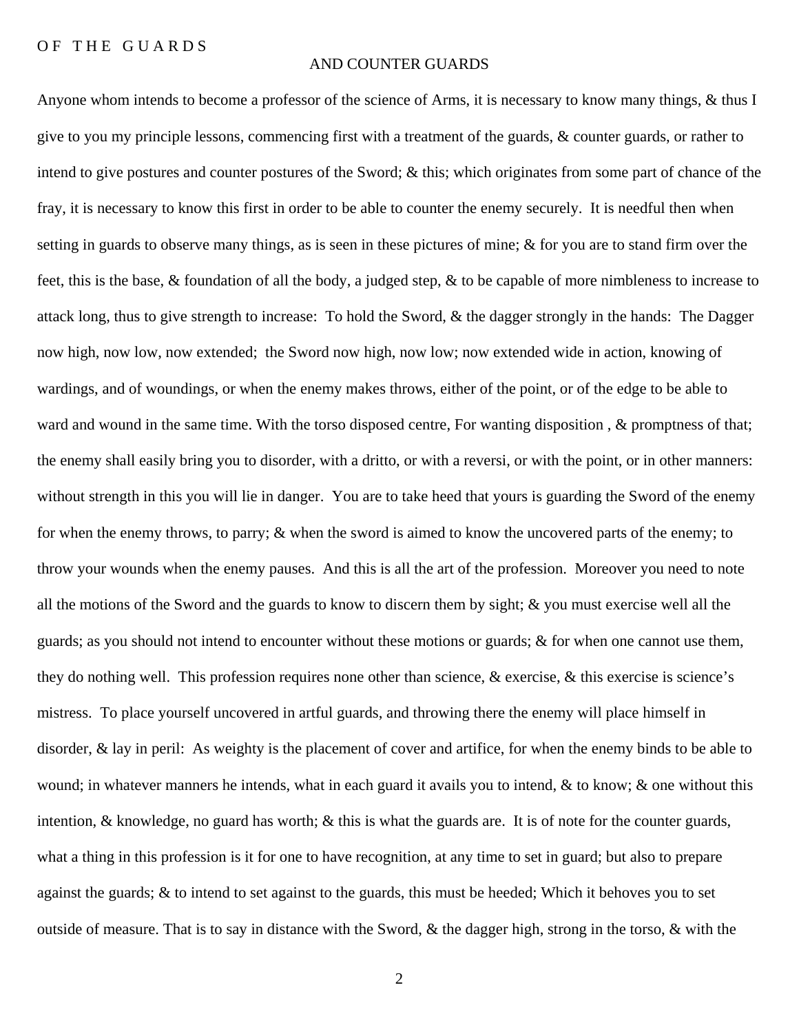# OF THE GUARDS

## AND COUNTER GUARDS

Anyone whom intends to become a professor of the science of Arms, it is necessary to know many things, & thus I give to you my principle lessons, commencing first with a treatment of the guards, & counter guards, or rather to intend to give postures and counter postures of the Sword; & this; which originates from some part of chance of the fray, it is necessary to know this first in order to be able to counter the enemy securely. It is needful then when setting in guards to observe many things, as is seen in these pictures of mine; & for you are to stand firm over the feet, this is the base, & foundation of all the body, a judged step, & to be capable of more nimbleness to increase to attack long, thus to give strength to increase: To hold the Sword, & the dagger strongly in the hands: The Dagger now high, now low, now extended; the Sword now high, now low; now extended wide in action, knowing of wardings, and of woundings, or when the enemy makes throws, either of the point, or of the edge to be able to ward and wound in the same time. With the torso disposed centre, For wanting disposition , & promptness of that; the enemy shall easily bring you to disorder, with a dritto, or with a reversi, or with the point, or in other manners: without strength in this you will lie in danger. You are to take heed that yours is guarding the Sword of the enemy for when the enemy throws, to parry; & when the sword is aimed to know the uncovered parts of the enemy; to throw your wounds when the enemy pauses. And this is all the art of the profession. Moreover you need to note all the motions of the Sword and the guards to know to discern them by sight; & you must exercise well all the guards; as you should not intend to encounter without these motions or guards; & for when one cannot use them, they do nothing well. This profession requires none other than science, & exercise, & this exercise is science's mistress. To place yourself uncovered in artful guards, and throwing there the enemy will place himself in disorder, & lay in peril: As weighty is the placement of cover and artifice, for when the enemy binds to be able to wound; in whatever manners he intends, what in each guard it avails you to intend, & to know; & one without this intention, & knowledge, no guard has worth; & this is what the guards are. It is of note for the counter guards, what a thing in this profession is it for one to have recognition, at any time to set in guard; but also to prepare against the guards; & to intend to set against to the guards, this must be heeded; Which it behoves you to set outside of measure. That is to say in distance with the Sword, & the dagger high, strong in the torso, & with the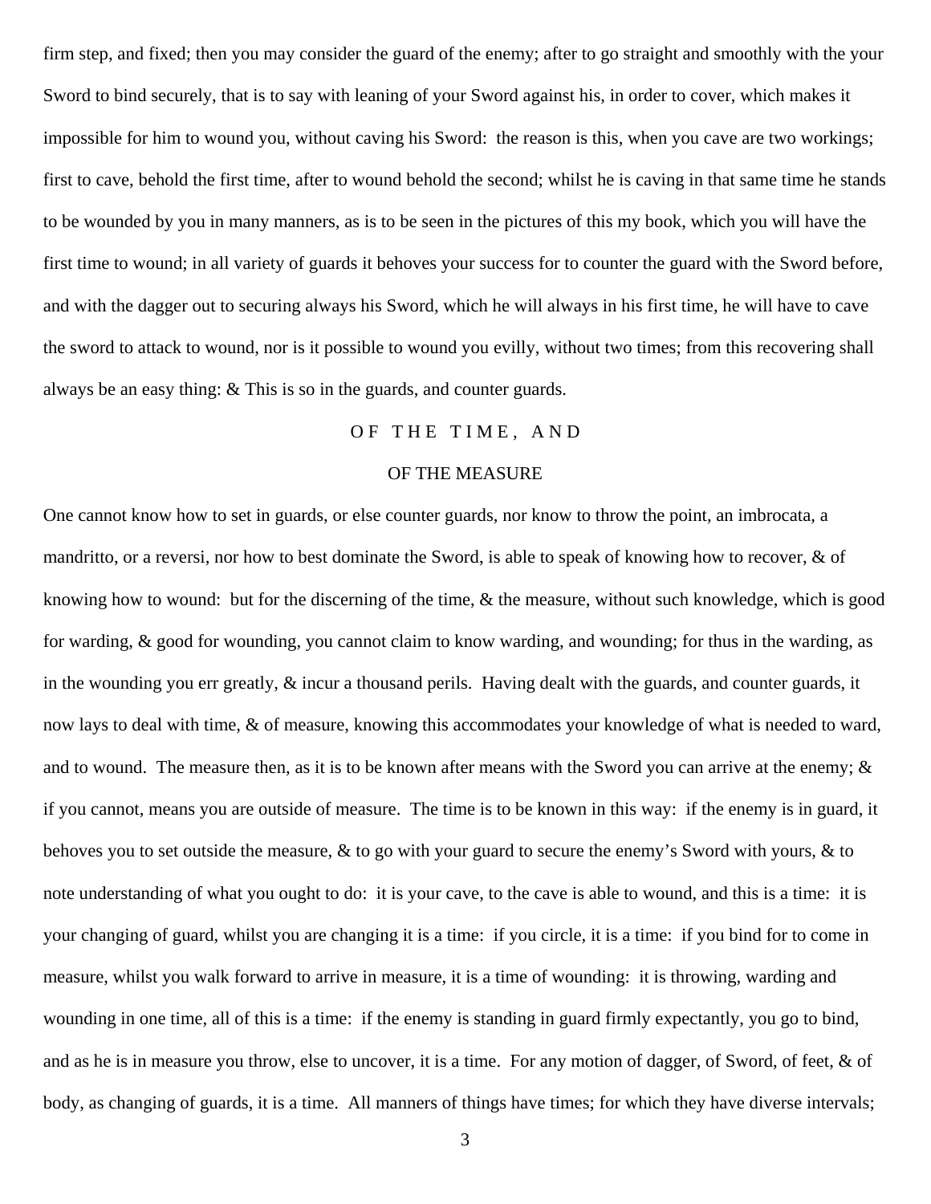firm step, and fixed; then you may consider the guard of the enemy; after to go straight and smoothly with the your Sword to bind securely, that is to say with leaning of your Sword against his, in order to cover, which makes it impossible for him to wound you, without caving his Sword: the reason is this, when you cave are two workings; first to cave, behold the first time, after to wound behold the second; whilst he is caving in that same time he stands to be wounded by you in many manners, as is to be seen in the pictures of this my book, which you will have the first time to wound; in all variety of guards it behoves your success for to counter the guard with the Sword before, and with the dagger out to securing always his Sword, which he will always in his first time, he will have to cave the sword to attack to wound, nor is it possible to wound you evilly, without two times; from this recovering shall always be an easy thing: & This is so in the guards, and counter guards.

## OF THE TIME, AND OF THE MEASURE

One cannot know how to set in guards, or else counter guards, nor know to throw the point, an imbrocata, a mandritto, or a reversi, nor how to best dominate the Sword, is able to speak of knowing how to recover, & of knowing how to wound: but for the discerning of the time, & the measure, without such knowledge, which is good for warding, & good for wounding, you cannot claim to know warding, and wounding; for thus in the warding, as in the wounding you err greatly, & incur a thousand perils. Having dealt with the guards, and counter guards, it now lays to deal with time, & of measure, knowing this accommodates your knowledge of what is needed to ward, and to wound. The measure then, as it is to be known after means with the Sword you can arrive at the enemy; & if you cannot, means you are outside of measure. The time is to be known in this way: if the enemy is in guard, it behoves you to set outside the measure, & to go with your guard to secure the enemy's Sword with yours, & to note understanding of what you ought to do: it is your cave, to the cave is able to wound, and this is a time: it is your changing of guard, whilst you are changing it is a time: if you circle, it is a time: if you bind for to come in measure, whilst you walk forward to arrive in measure, it is a time of wounding: it is throwing, warding and wounding in one time, all of this is a time: if the enemy is standing in guard firmly expectantly, you go to bind, and as he is in measure you throw, else to uncover, it is a time. For any motion of dagger, of Sword, of feet, & of body, as changing of guards, it is a time. All manners of things have times; for which they have diverse intervals;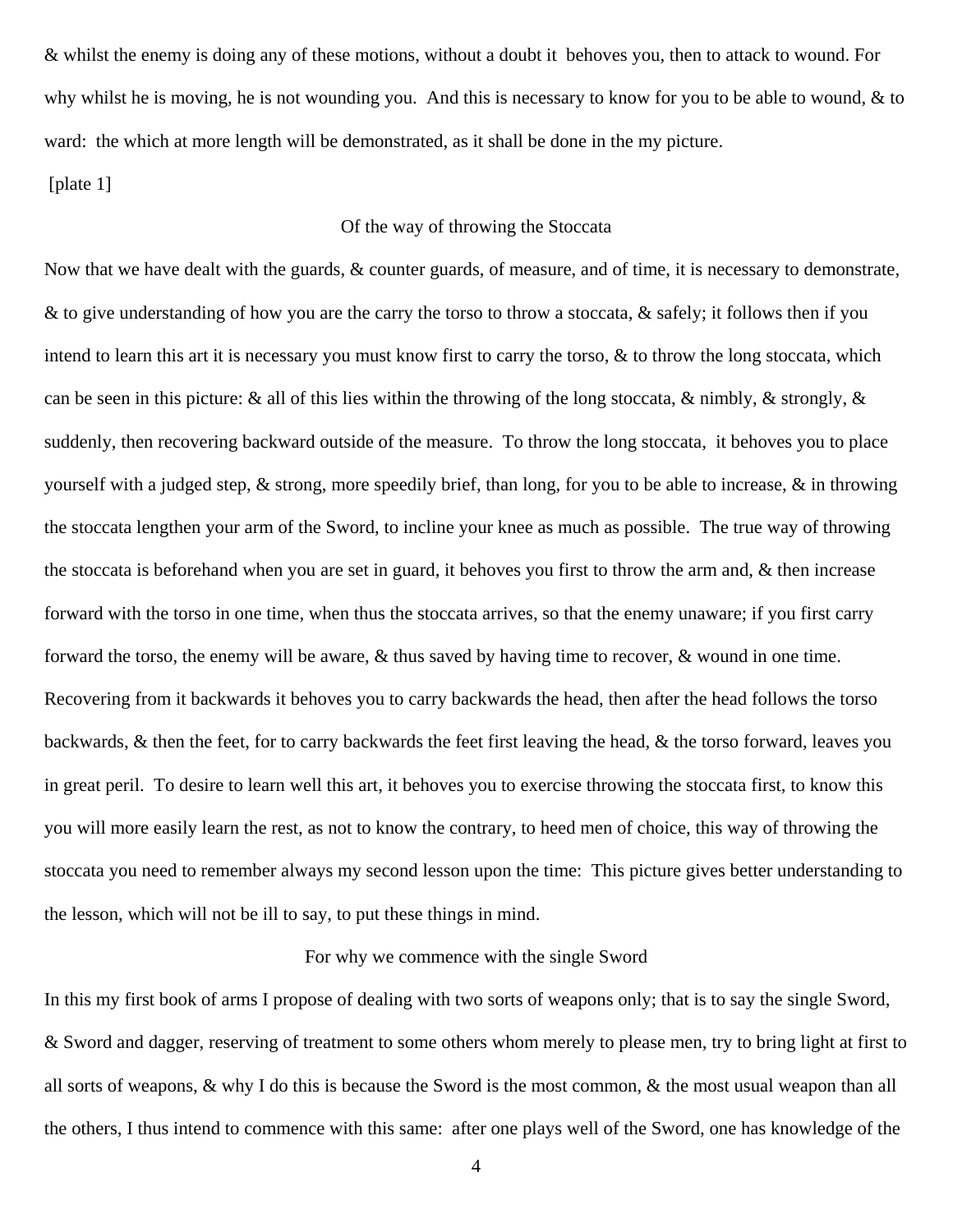& whilst the enemy is doing any of these motions, without a doubt it behoves you, then to attack to wound. For why whilst he is moving, he is not wounding you. And this is necessary to know for you to be able to wound, & to ward: the which at more length will be demonstrated, as it shall be done in the my picture.

[plate 1]

## Of the way of throwing the Stoccata

Now that we have dealt with the guards, & counter guards, of measure, and of time, it is necessary to demonstrate, & to give understanding of how you are the carry the torso to throw a stoccata, & safely; it follows then if you intend to learn this art it is necessary you must know first to carry the torso, & to throw the long stoccata, which can be seen in this picture: & all of this lies within the throwing of the long stoccata, & nimbly, & strongly, & suddenly, then recovering backward outside of the measure. To throw the long stoccata, it behoves you to place yourself with a judged step, & strong, more speedily brief, than long, for you to be able to increase, & in throwing the stoccata lengthen your arm of the Sword, to incline your knee as much as possible. The true way of throwing the stoccata is beforehand when you are set in guard, it behoves you first to throw the arm and, & then increase forward with the torso in one time, when thus the stoccata arrives, so that the enemy unaware; if you first carry forward the torso, the enemy will be aware, & thus saved by having time to recover, & wound in one time. Recovering from it backwards it behoves you to carry backwards the head, then after the head follows the torso backwards, & then the feet, for to carry backwards the feet first leaving the head, & the torso forward, leaves you in great peril. To desire to learn well this art, it behoves you to exercise throwing the stoccata first, to know this you will more easily learn the rest, as not to know the contrary, to heed men of choice, this way of throwing the stoccata you need to remember always my second lesson upon the time: This picture gives better understanding to the lesson, which will not be ill to say, to put these things in mind.

## For why we commence with the single Sword

In this my first book of arms I propose of dealing with two sorts of weapons only; that is to say the single Sword, & Sword and dagger, reserving of treatment to some others whom merely to please men, try to bring light at first to all sorts of weapons, & why I do this is because the Sword is the most common, & the most usual weapon than all the others, I thus intend to commence with this same: after one plays well of the Sword, one has knowledge of the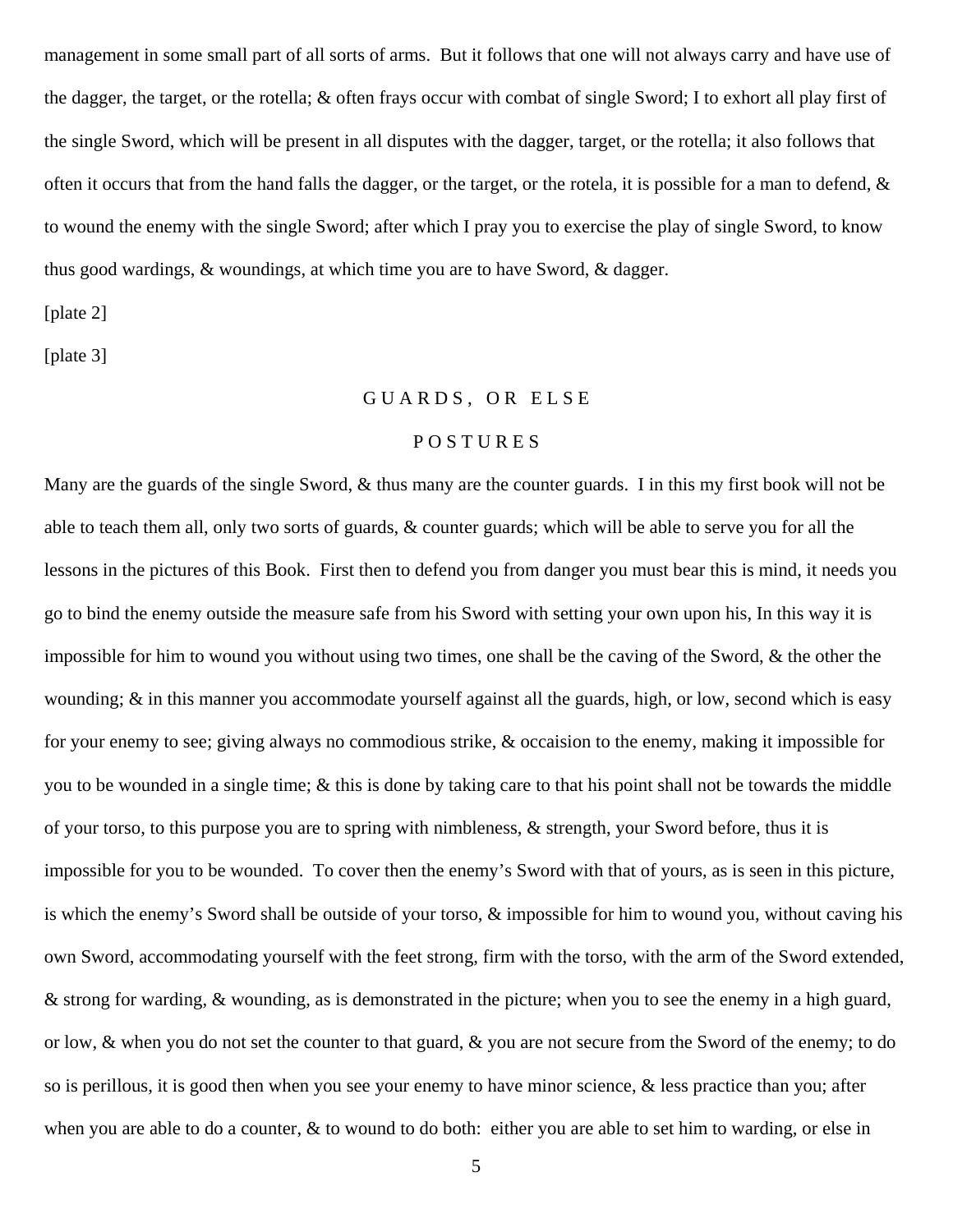management in some small part of all sorts of arms. But it follows that one will not always carry and have use of the dagger, the target, or the rotella; & often frays occur with combat of single Sword; I to exhort all play first of the single Sword, which will be present in all disputes with the dagger, target, or the rotella; it also follows that often it occurs that from the hand falls the dagger, or the target, or the rotela, it is possible for a man to defend, & to wound the enemy with the single Sword; after which I pray you to exercise the play of single Sword, to know thus good wardings, & woundings, at which time you are to have Sword, & dagger.

[plate 2]

[plate 3]

## GUARDS, OR ELSE POSTURES

Many are the guards of the single Sword, & thus many are the counter guards. I in this my first book will not be able to teach them all, only two sorts of guards, & counter guards; which will be able to serve you for all the lessons in the pictures of this Book. First then to defend you from danger you must bear this is mind, it needs you go to bind the enemy outside the measure safe from his Sword with setting your own upon his, In this way it is impossible for him to wound you without using two times, one shall be the caving of the Sword, & the other the wounding; & in this manner you accommodate yourself against all the guards, high, or low, second which is easy for your enemy to see; giving always no commodious strike, & occaision to the enemy, making it impossible for you to be wounded in a single time; & this is done by taking care to that his point shall not be towards the middle of your torso, to this purpose you are to spring with nimbleness, & strength, your Sword before, thus it is impossible for you to be wounded. To cover then the enemy's Sword with that of yours, as is seen in this picture, is which the enemy's Sword shall be outside of your torso, & impossible for him to wound you, without caving his own Sword, accommodating yourself with the feet strong, firm with the torso, with the arm of the Sword extended, & strong for warding, & wounding, as is demonstrated in the picture; when you to see the enemy in a high guard, or low, & when you do not set the counter to that guard, & you are not secure from the Sword of the enemy; to do so is perillous, it is good then when you see your enemy to have minor science, & less practice than you; after when you are able to do a counter, & to wound to do both: either you are able to set him to warding, or else in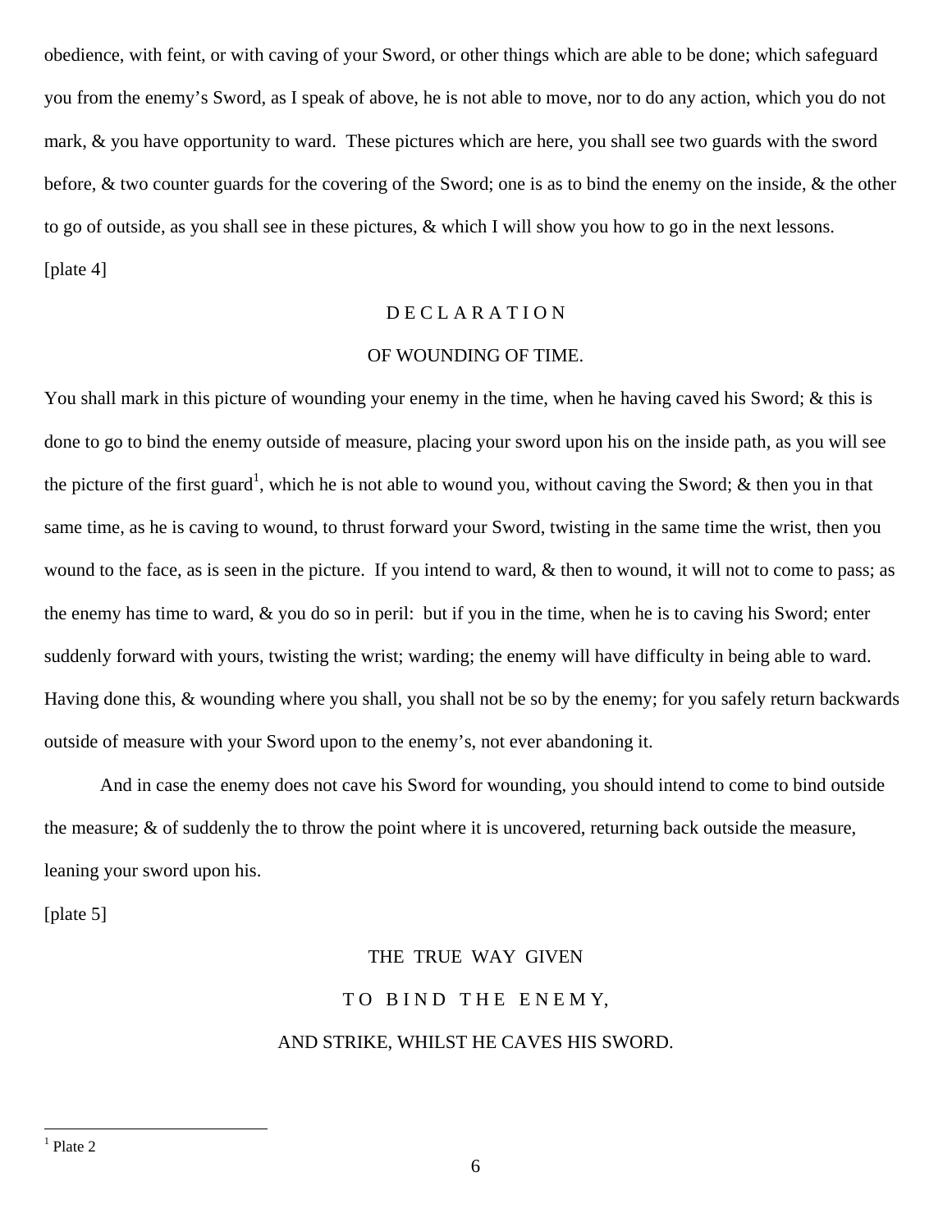obedience, with feint, or with caving of your Sword, or other things which are able to be done; which safeguard you from the enemy's Sword, as I speak of above, he is not able to move, nor to do any action, which you do not mark, & you have opportunity to ward. These pictures which are here, you shall see two guards with the sword before, & two counter guards for the covering of the Sword; one is as to bind the enemy on the inside, & the other to go of outside, as you shall see in these pictures, & which I will show you how to go in the next lessons.

[plate 4]

## D E C L A R A T I O N
## OF WOUNDING OF TIME.

You shall mark in this picture of wounding your enemy in the time, when he having caved his Sword; & this is done to go to bind the enemy outside of measure, placing your sword upon his on the inside path, as you will see the picture of the first guard[1], which he is not able to wound you, without caving the Sword; & then you in that same time, as he is caving to wound, to thrust forward your Sword, twisting in the same time the wrist, then you wound to the face, as is seen in the picture. If you intend to ward, & then to wound, it will not to come to pass; as the enemy has time to ward, & you do so in peril: but if you in the time, when he is to caving his Sword; enter suddenly forward with yours, twisting the wrist; warding; the enemy will have difficulty in being able to ward. Having done this, & wounding where you shall, you shall not be so by the enemy; for you safely return backwards outside of measure with your Sword upon to the enemy's, not ever abandoning it.

And in case the enemy does not cave his Sword for wounding, you should intend to come to bind outside the measure; & of suddenly the to throw the point where it is uncovered, returning back outside the measure, leaning your sword upon his.

[plate 5]

## THE TRUE WAY GIVEN
## T O B I N D T H E E N E M Y,
## AND STRIKE, WHILST HE CAVES HIS SWORD.

[1] Plate 2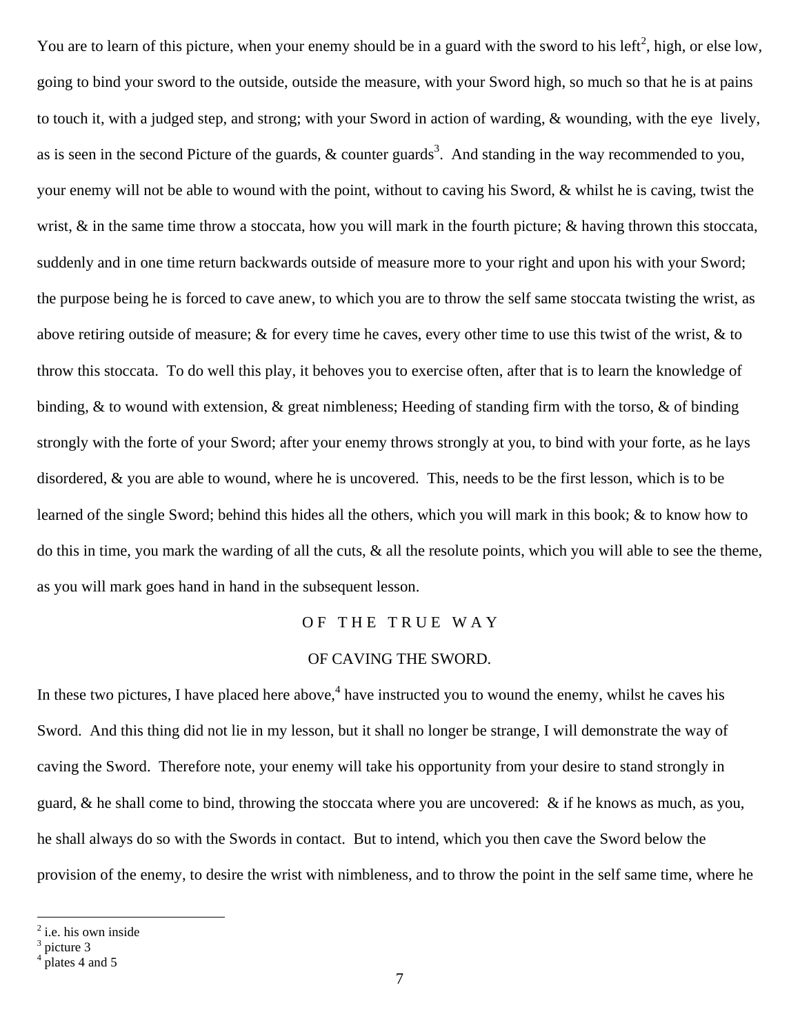You are to learn of this picture, when your enemy should be in a guard with the sword to his left[2], high, or else low, going to bind your sword to the outside, outside the measure, with your Sword high, so much so that he is at pains to touch it, with a judged step, and strong; with your Sword in action of warding, & wounding, with the eye lively, as is seen in the second Picture of the guards, & counter guards[3]. And standing in the way recommended to you, your enemy will not be able to wound with the point, without to caving his Sword, & whilst he is caving, twist the wrist, & in the same time throw a stoccata, how you will mark in the fourth picture; & having thrown this stoccata, suddenly and in one time return backwards outside of measure more to your right and upon his with your Sword; the purpose being he is forced to cave anew, to which you are to throw the self same stoccata twisting the wrist, as above retiring outside of measure; & for every time he caves, every other time to use this twist of the wrist, & to throw this stoccata. To do well this play, it behoves you to exercise often, after that is to learn the knowledge of binding, & to wound with extension, & great nimbleness; Heeding of standing firm with the torso, & of binding strongly with the forte of your Sword; after your enemy throws strongly at you, to bind with your forte, as he lays disordered, & you are able to wound, where he is uncovered. This, needs to be the first lesson, which is to be learned of the single Sword; behind this hides all the others, which you will mark in this book; & to know how to do this in time, you mark the warding of all the cuts, & all the resolute points, which you will able to see the theme, as you will mark goes hand in hand in the subsequent lesson.

## OF THE TRUE WAY

## OF CAVING THE SWORD.

In these two pictures, I have placed here above,[4] have instructed you to wound the enemy, whilst he caves his Sword. And this thing did not lie in my lesson, but it shall no longer be strange, I will demonstrate the way of caving the Sword. Therefore note, your enemy will take his opportunity from your desire to stand strongly in guard, & he shall come to bind, throwing the stoccata where you are uncovered: & if he knows as much, as you, he shall always do so with the Swords in contact. But to intend, which you then cave the Sword below the provision of the enemy, to desire the wrist with nimbleness, and to throw the point in the self same time, where he

---

[2] i.e. his own inside

[3] picture 3

[4] plates 4 and 5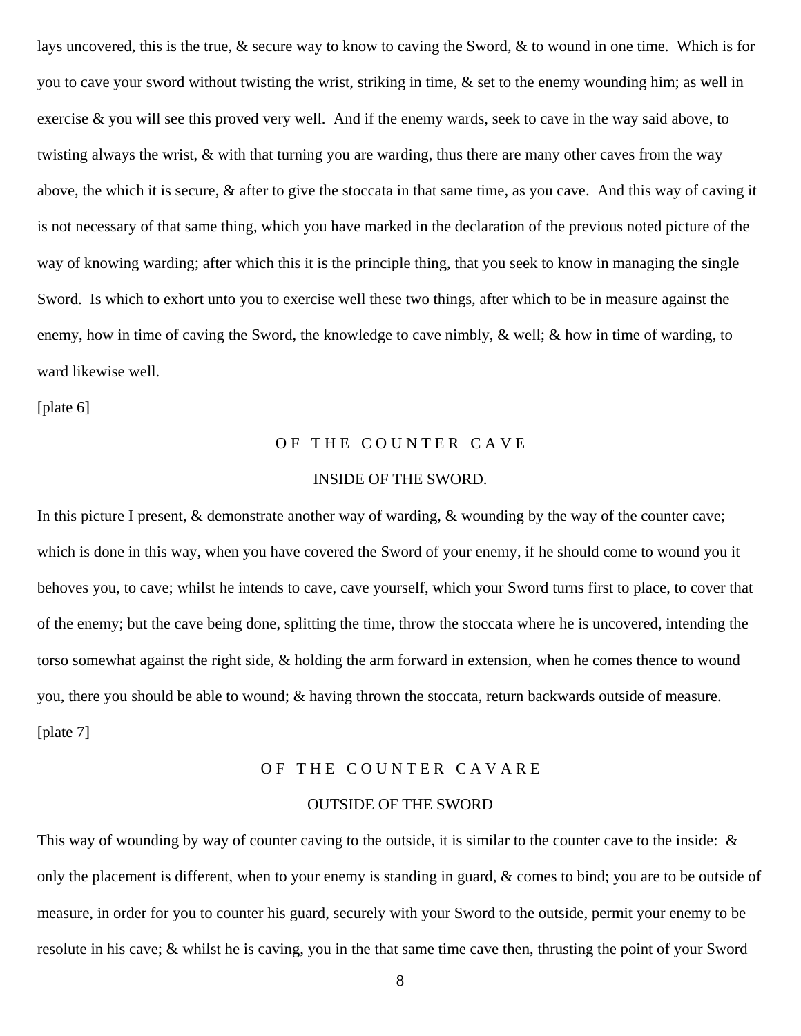lays uncovered, this is the true, & secure way to know to caving the Sword, & to wound in one time. Which is for you to cave your sword without twisting the wrist, striking in time, & set to the enemy wounding him; as well in exercise & you will see this proved very well. And if the enemy wards, seek to cave in the way said above, to twisting always the wrist, & with that turning you are warding, thus there are many other caves from the way above, the which it is secure, & after to give the stoccata in that same time, as you cave. And this way of caving it is not necessary of that same thing, which you have marked in the declaration of the previous noted picture of the way of knowing warding; after which this it is the principle thing, that you seek to know in managing the single Sword. Is which to exhort unto you to exercise well these two things, after which to be in measure against the enemy, how in time of caving the Sword, the knowledge to cave nimbly, & well; & how in time of warding, to ward likewise well.

[plate 6]

## OF THE COUNTER CAVE

### INSIDE OF THE SWORD.

In this picture I present, & demonstrate another way of warding, & wounding by the way of the counter cave; which is done in this way, when you have covered the Sword of your enemy, if he should come to wound you it behoves you, to cave; whilst he intends to cave, cave yourself, which your Sword turns first to place, to cover that of the enemy; but the cave being done, splitting the time, throw the stoccata where he is uncovered, intending the torso somewhat against the right side, & holding the arm forward in extension, when he comes thence to wound you, there you should be able to wound; & having thrown the stoccata, return backwards outside of measure.

[plate 7]

## OF THE COUNTER CAVARE

### OUTSIDE OF THE SWORD

This way of wounding by way of counter caving to the outside, it is similar to the counter cave to the inside: & only the placement is different, when to your enemy is standing in guard, & comes to bind; you are to be outside of measure, in order for you to counter his guard, securely with your Sword to the outside, permit your enemy to be resolute in his cave; & whilst he is caving, you in the that same time cave then, thrusting the point of your Sword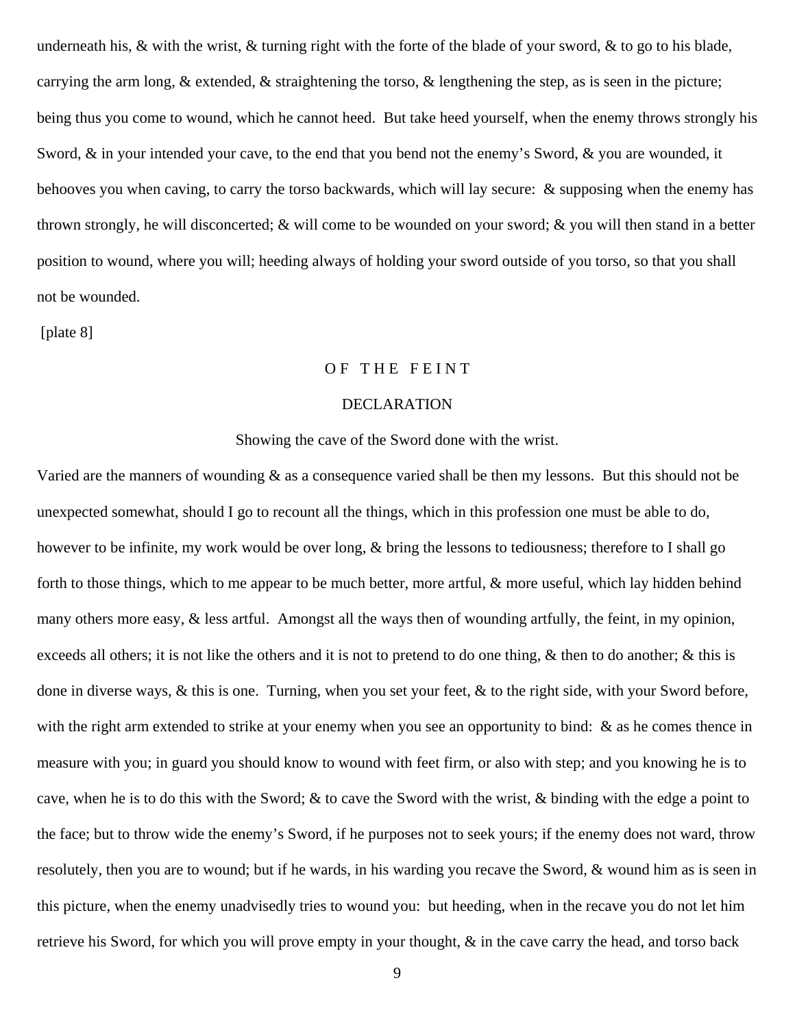underneath his, & with the wrist, & turning right with the forte of the blade of your sword, & to go to his blade, carrying the arm long, & extended, & straightening the torso, & lengthening the step, as is seen in the picture; being thus you come to wound, which he cannot heed. But take heed yourself, when the enemy throws strongly his Sword, & in your intended your cave, to the end that you bend not the enemy's Sword, & you are wounded, it behooves you when caving, to carry the torso backwards, which will lay secure: & supposing when the enemy has thrown strongly, he will disconcerted; & will come to be wounded on your sword; & you will then stand in a better position to wound, where you will; heeding always of holding your sword outside of you torso, so that you shall not be wounded.

[plate 8]

## O F T H E F E I N T

### DECLARATION

Showing the cave of the Sword done with the wrist.

Varied are the manners of wounding & as a consequence varied shall be then my lessons. But this should not be unexpected somewhat, should I go to recount all the things, which in this profession one must be able to do, however to be infinite, my work would be over long, & bring the lessons to tediousness; therefore to I shall go forth to those things, which to me appear to be much better, more artful, & more useful, which lay hidden behind many others more easy, & less artful. Amongst all the ways then of wounding artfully, the feint, in my opinion, exceeds all others; it is not like the others and it is not to pretend to do one thing, & then to do another; & this is done in diverse ways, & this is one. Turning, when you set your feet, & to the right side, with your Sword before, with the right arm extended to strike at your enemy when you see an opportunity to bind: & as he comes thence in measure with you; in guard you should know to wound with feet firm, or also with step; and you knowing he is to cave, when he is to do this with the Sword; & to cave the Sword with the wrist, & binding with the edge a point to the face; but to throw wide the enemy's Sword, if he purposes not to seek yours; if the enemy does not ward, throw resolutely, then you are to wound; but if he wards, in his warding you recave the Sword, & wound him as is seen in this picture, when the enemy unadvisedly tries to wound you: but heeding, when in the recave you do not let him retrieve his Sword, for which you will prove empty in your thought, & in the cave carry the head, and torso back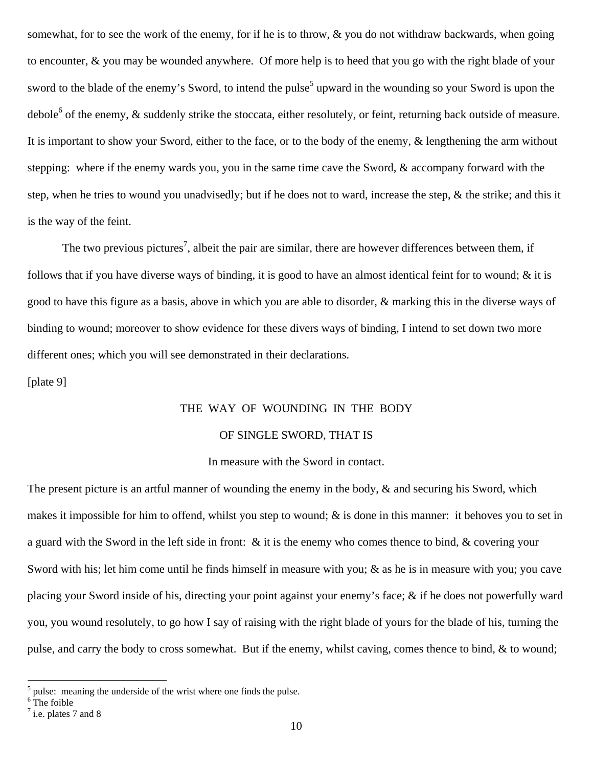somewhat, for to see the work of the enemy, for if he is to throw, & you do not withdraw backwards, when going to encounter, & you may be wounded anywhere. Of more help is to heed that you go with the right blade of your sword to the blade of the enemy's Sword, to intend the pulse[5] upward in the wounding so your Sword is upon the debole[6] of the enemy, & suddenly strike the stoccata, either resolutely, or feint, returning back outside of measure. It is important to show your Sword, either to the face, or to the body of the enemy, & lengthening the arm without stepping: where if the enemy wards you, you in the same time cave the Sword, & accompany forward with the step, when he tries to wound you unadvisedly; but if he does not to ward, increase the step, & the strike; and this it is the way of the feint.

The two previous pictures[7], albeit the pair are similar, there are however differences between them, if follows that if you have diverse ways of binding, it is good to have an almost identical feint for to wound; & it is good to have this figure as a basis, above in which you are able to disorder, & marking this in the diverse ways of binding to wound; moreover to show evidence for these divers ways of binding, I intend to set down two more different ones; which you will see demonstrated in their declarations.

[plate 9]

THE WAY OF WOUNDING IN THE BODY

OF SINGLE SWORD, THAT IS

In measure with the Sword in contact.

The present picture is an artful manner of wounding the enemy in the body, & and securing his Sword, which makes it impossible for him to offend, whilst you step to wound; & is done in this manner: it behoves you to set in a guard with the Sword in the left side in front: & it is the enemy who comes thence to bind, & covering your Sword with his; let him come until he finds himself in measure with you; & as he is in measure with you; you cave placing your Sword inside of his, directing your point against your enemy's face; & if he does not powerfully ward you, you wound resolutely, to go how I say of raising with the right blade of yours for the blade of his, turning the pulse, and carry the body to cross somewhat. But if the enemy, whilst caving, comes thence to bind, & to wound;

---

[5] pulse: meaning the underside of the wrist where one finds the pulse.
[6] The foible
[7] i.e. plates 7 and 8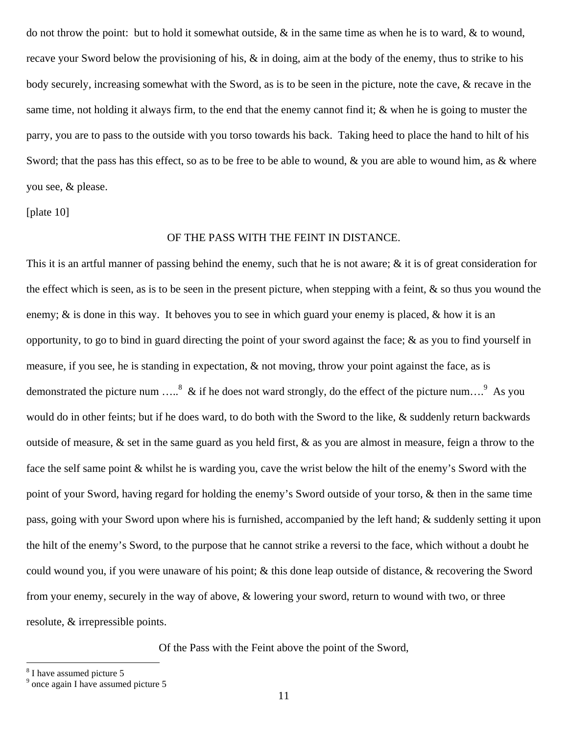do not throw the point: but to hold it somewhat outside, & in the same time as when he is to ward, & to wound, recave your Sword below the provisioning of his, & in doing, aim at the body of the enemy, thus to strike to his body securely, increasing somewhat with the Sword, as is to be seen in the picture, note the cave, & recave in the same time, not holding it always firm, to the end that the enemy cannot find it; & when he is going to muster the parry, you are to pass to the outside with you torso towards his back. Taking heed to place the hand to hilt of his Sword; that the pass has this effect, so as to be free to be able to wound, & you are able to wound him, as & where you see, & please.

[plate 10]

### OF THE PASS WITH THE FEINT IN DISTANCE.

This it is an artful manner of passing behind the enemy, such that he is not aware; & it is of great consideration for the effect which is seen, as is to be seen in the present picture, when stepping with a feint, & so thus you wound the enemy; & is done in this way. It behoves you to see in which guard your enemy is placed, & how it is an opportunity, to go to bind in guard directing the point of your sword against the face; & as you to find yourself in measure, if you see, he is standing in expectation, & not moving, throw your point against the face, as is demonstrated the picture num …..[8] & if he does not ward strongly, do the effect of the picture num….[9] As you would do in other feints; but if he does ward, to do both with the Sword to the like, & suddenly return backwards outside of measure, & set in the same guard as you held first, & as you are almost in measure, feign a throw to the face the self same point & whilst he is warding you, cave the wrist below the hilt of the enemy's Sword with the point of your Sword, having regard for holding the enemy's Sword outside of your torso, & then in the same time pass, going with your Sword upon where his is furnished, accompanied by the left hand; & suddenly setting it upon the hilt of the enemy's Sword, to the purpose that he cannot strike a reversi to the face, which without a doubt he could wound you, if you were unaware of his point; & this done leap outside of distance, & recovering the Sword from your enemy, securely in the way of above, & lowering your sword, return to wound with two, or three resolute, & irrepressible points.

### Of the Pass with the Feint above the point of the Sword,

[8] I have assumed picture 5
[9] once again I have assumed picture 5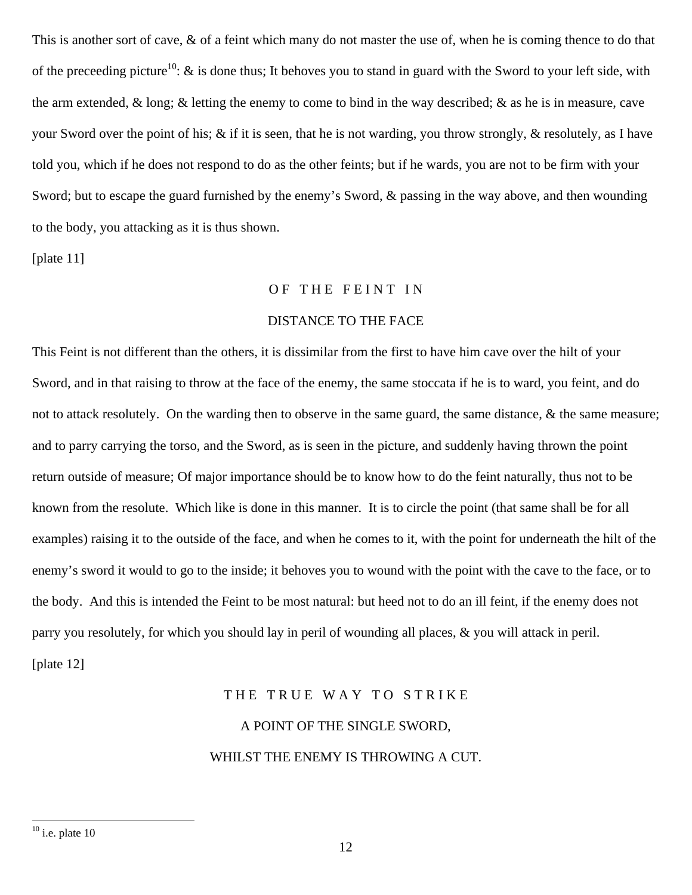This is another sort of cave, & of a feint which many do not master the use of, when he is coming thence to do that of the preceeding picture[10]: & is done thus; It behoves you to stand in guard with the Sword to your left side, with the arm extended, & long; & letting the enemy to come to bind in the way described; & as he is in measure, cave your Sword over the point of his; & if it is seen, that he is not warding, you throw strongly, & resolutely, as I have told you, which if he does not respond to do as the other feints; but if he wards, you are not to be firm with your Sword; but to escape the guard furnished by the enemy's Sword, & passing in the way above, and then wounding to the body, you attacking as it is thus shown.

[plate 11]

## OF THE FEINT IN DISTANCE TO THE FACE

This Feint is not different than the others, it is dissimilar from the first to have him cave over the hilt of your Sword, and in that raising to throw at the face of the enemy, the same stoccata if he is to ward, you feint, and do not to attack resolutely. On the warding then to observe in the same guard, the same distance, & the same measure; and to parry carrying the torso, and the Sword, as is seen in the picture, and suddenly having thrown the point return outside of measure; Of major importance should be to know how to do the feint naturally, thus not to be known from the resolute. Which like is done in this manner. It is to circle the point (that same shall be for all examples) raising it to the outside of the face, and when he comes to it, with the point for underneath the hilt of the enemy's sword it would to go to the inside; it behoves you to wound with the point with the cave to the face, or to the body. And this is intended the Feint to be most natural: but heed not to do an ill feint, if the enemy does not parry you resolutely, for which you should lay in peril of wounding all places, & you will attack in peril.

[plate 12]

## THE TRUE WAY TO STRIKE A POINT OF THE SINGLE SWORD, WHILST THE ENEMY IS THROWING A CUT.

[10] i.e. plate 10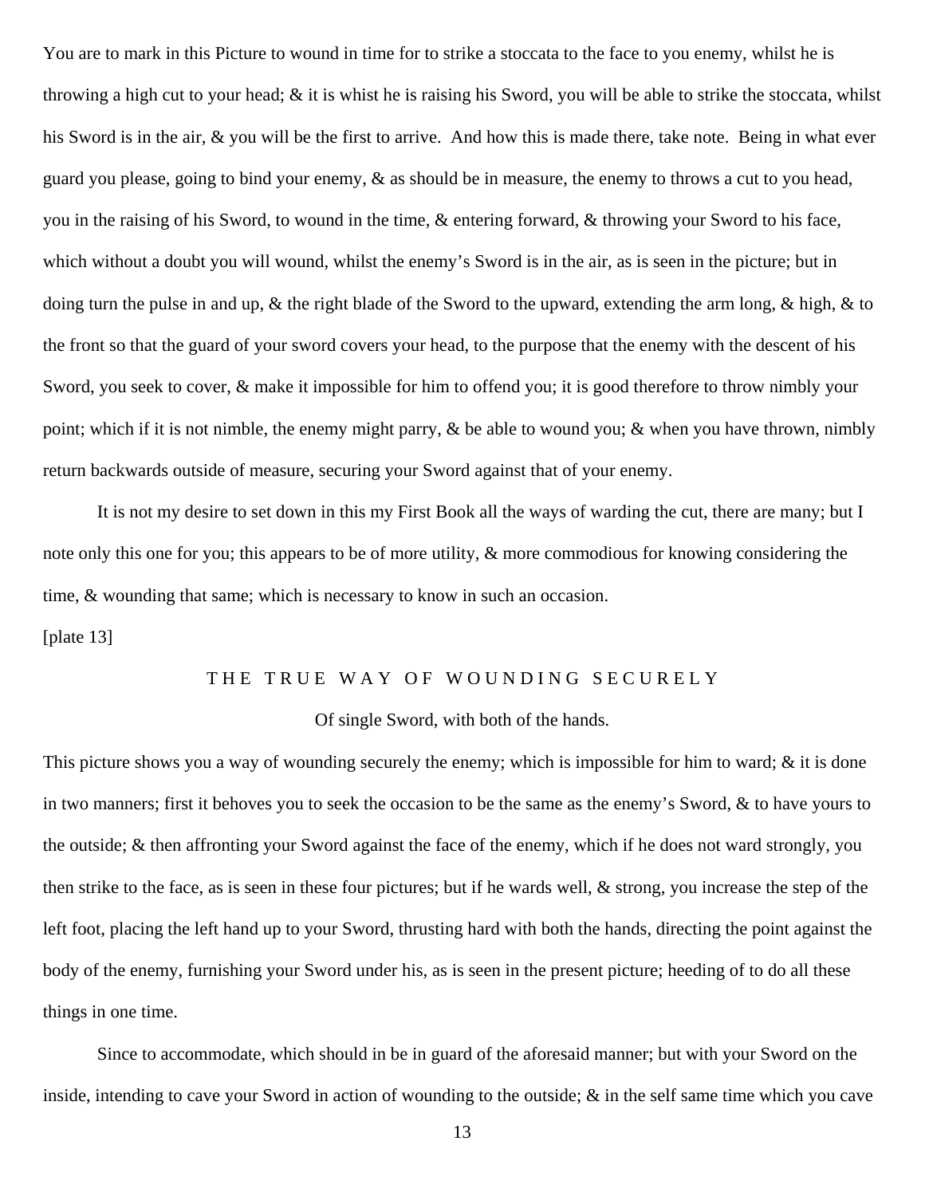You are to mark in this Picture to wound in time for to strike a stoccata to the face to you enemy, whilst he is throwing a high cut to your head; & it is whist he is raising his Sword, you will be able to strike the stoccata, whilst his Sword is in the air, & you will be the first to arrive. And how this is made there, take note. Being in what ever guard you please, going to bind your enemy, & as should be in measure, the enemy to throws a cut to you head, you in the raising of his Sword, to wound in the time, & entering forward, & throwing your Sword to his face, which without a doubt you will wound, whilst the enemy's Sword is in the air, as is seen in the picture; but in doing turn the pulse in and up, & the right blade of the Sword to the upward, extending the arm long, & high, & to the front so that the guard of your sword covers your head, to the purpose that the enemy with the descent of his Sword, you seek to cover, & make it impossible for him to offend you; it is good therefore to throw nimbly your point; which if it is not nimble, the enemy might parry, & be able to wound you; & when you have thrown, nimbly return backwards outside of measure, securing your Sword against that of your enemy.

It is not my desire to set down in this my First Book all the ways of warding the cut, there are many; but I note only this one for you; this appears to be of more utility, & more commodious for knowing considering the time, & wounding that same; which is necessary to know in such an occasion.

[plate 13]

## THE TRUE WAY OF WOUNDING SECURELY

Of single Sword, with both of the hands.

This picture shows you a way of wounding securely the enemy; which is impossible for him to ward; & it is done in two manners; first it behoves you to seek the occasion to be the same as the enemy's Sword, & to have yours to the outside; & then affronting your Sword against the face of the enemy, which if he does not ward strongly, you then strike to the face, as is seen in these four pictures; but if he wards well, & strong, you increase the step of the left foot, placing the left hand up to your Sword, thrusting hard with both the hands, directing the point against the body of the enemy, furnishing your Sword under his, as is seen in the present picture; heeding of to do all these things in one time.

Since to accommodate, which should in be in guard of the aforesaid manner; but with your Sword on the inside, intending to cave your Sword in action of wounding to the outside; & in the self same time which you cave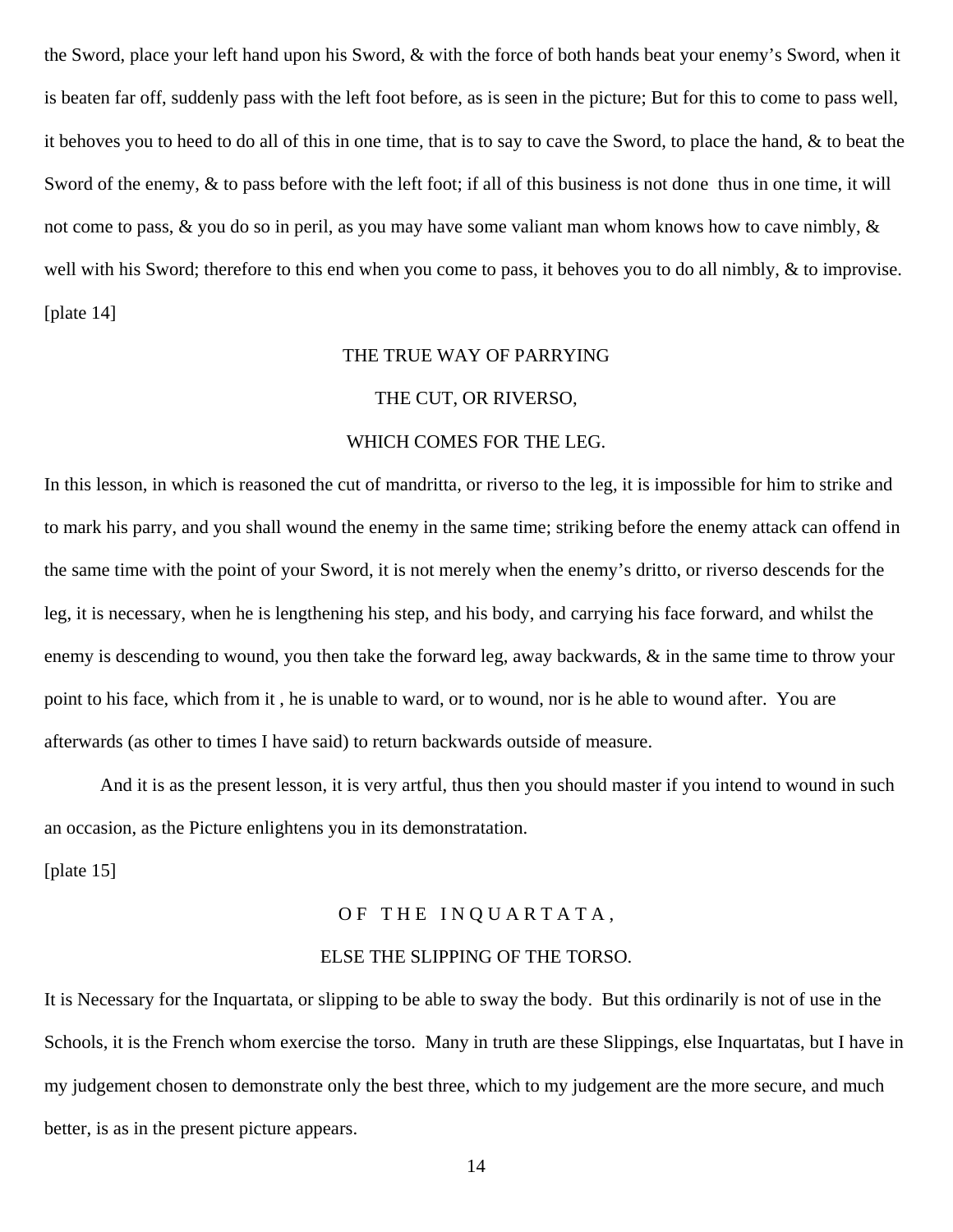the Sword, place your left hand upon his Sword, & with the force of both hands beat your enemy's Sword, when it is beaten far off, suddenly pass with the left foot before, as is seen in the picture; But for this to come to pass well, it behoves you to heed to do all of this in one time, that is to say to cave the Sword, to place the hand, & to beat the Sword of the enemy, & to pass before with the left foot; if all of this business is not done thus in one time, it will not come to pass, & you do so in peril, as you may have some valiant man whom knows how to cave nimbly, & well with his Sword; therefore to this end when you come to pass, it behoves you to do all nimbly, & to improvise.

[plate 14]

## THE TRUE WAY OF PARRYING
## THE CUT, OR RIVERSO,
## WHICH COMES FOR THE LEG.

In this lesson, in which is reasoned the cut of mandritta, or riverso to the leg, it is impossible for him to strike and to mark his parry, and you shall wound the enemy in the same time; striking before the enemy attack can offend in the same time with the point of your Sword, it is not merely when the enemy's dritto, or riverso descends for the leg, it is necessary, when he is lengthening his step, and his body, and carrying his face forward, and whilst the enemy is descending to wound, you then take the forward leg, away backwards, & in the same time to throw your point to his face, which from it , he is unable to ward, or to wound, nor is he able to wound after. You are afterwards (as other to times I have said) to return backwards outside of measure.

And it is as the present lesson, it is very artful, thus then you should master if you intend to wound in such an occasion, as the Picture enlightens you in its demonstratation.

[plate 15]

## OF THE INQUARTATA,
## ELSE THE SLIPPING OF THE TORSO.

It is Necessary for the Inquartata, or slipping to be able to sway the body. But this ordinarily is not of use in the Schools, it is the French whom exercise the torso. Many in truth are these Slippings, else Inquartatas, but I have in my judgement chosen to demonstrate only the best three, which to my judgement are the more secure, and much better, is as in the present picture appears.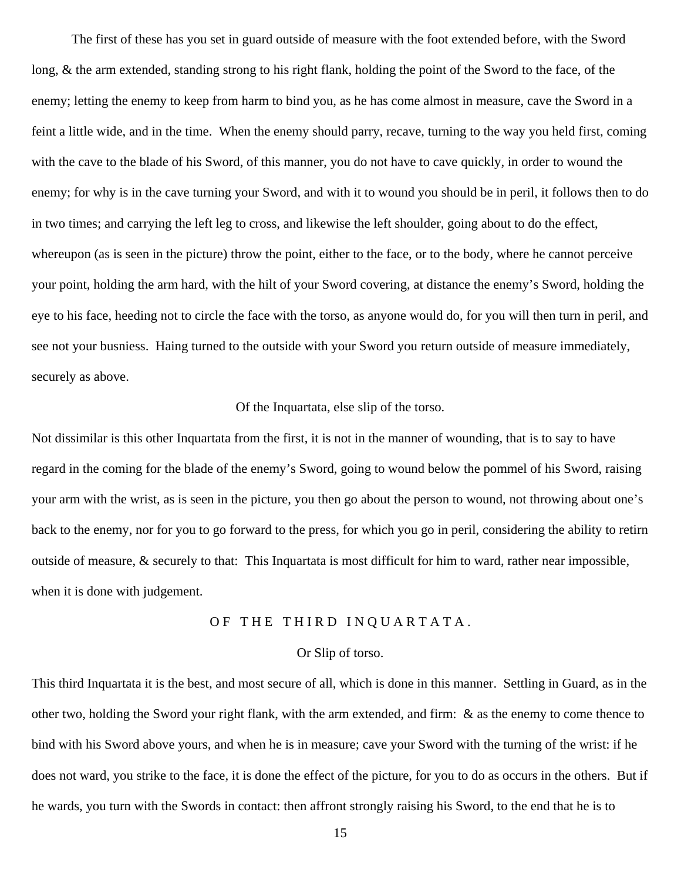The first of these has you set in guard outside of measure with the foot extended before, with the Sword long, & the arm extended, standing strong to his right flank, holding the point of the Sword to the face, of the enemy; letting the enemy to keep from harm to bind you, as he has come almost in measure, cave the Sword in a feint a little wide, and in the time. When the enemy should parry, recave, turning to the way you held first, coming with the cave to the blade of his Sword, of this manner, you do not have to cave quickly, in order to wound the enemy; for why is in the cave turning your Sword, and with it to wound you should be in peril, it follows then to do in two times; and carrying the left leg to cross, and likewise the left shoulder, going about to do the effect, whereupon (as is seen in the picture) throw the point, either to the face, or to the body, where he cannot perceive your point, holding the arm hard, with the hilt of your Sword covering, at distance the enemy's Sword, holding the eye to his face, heeding not to circle the face with the torso, as anyone would do, for you will then turn in peril, and see not your busniess. Haing turned to the outside with your Sword you return outside of measure immediately, securely as above.

Of the Inquartata, else slip of the torso.

Not dissimilar is this other Inquartata from the first, it is not in the manner of wounding, that is to say to have regard in the coming for the blade of the enemy's Sword, going to wound below the pommel of his Sword, raising your arm with the wrist, as is seen in the picture, you then go about the person to wound, not throwing about one's back to the enemy, nor for you to go forward to the press, for which you go in peril, considering the ability to retirn outside of measure, & securely to that: This Inquartata is most difficult for him to ward, rather near impossible, when it is done with judgement.

## OF THE THIRD INQUARTATA.

Or Slip of torso.

This third Inquartata it is the best, and most secure of all, which is done in this manner. Settling in Guard, as in the other two, holding the Sword your right flank, with the arm extended, and firm: & as the enemy to come thence to bind with his Sword above yours, and when he is in measure; cave your Sword with the turning of the wrist: if he does not ward, you strike to the face, it is done the effect of the picture, for you to do as occurs in the others. But if he wards, you turn with the Swords in contact: then affront strongly raising his Sword, to the end that he is to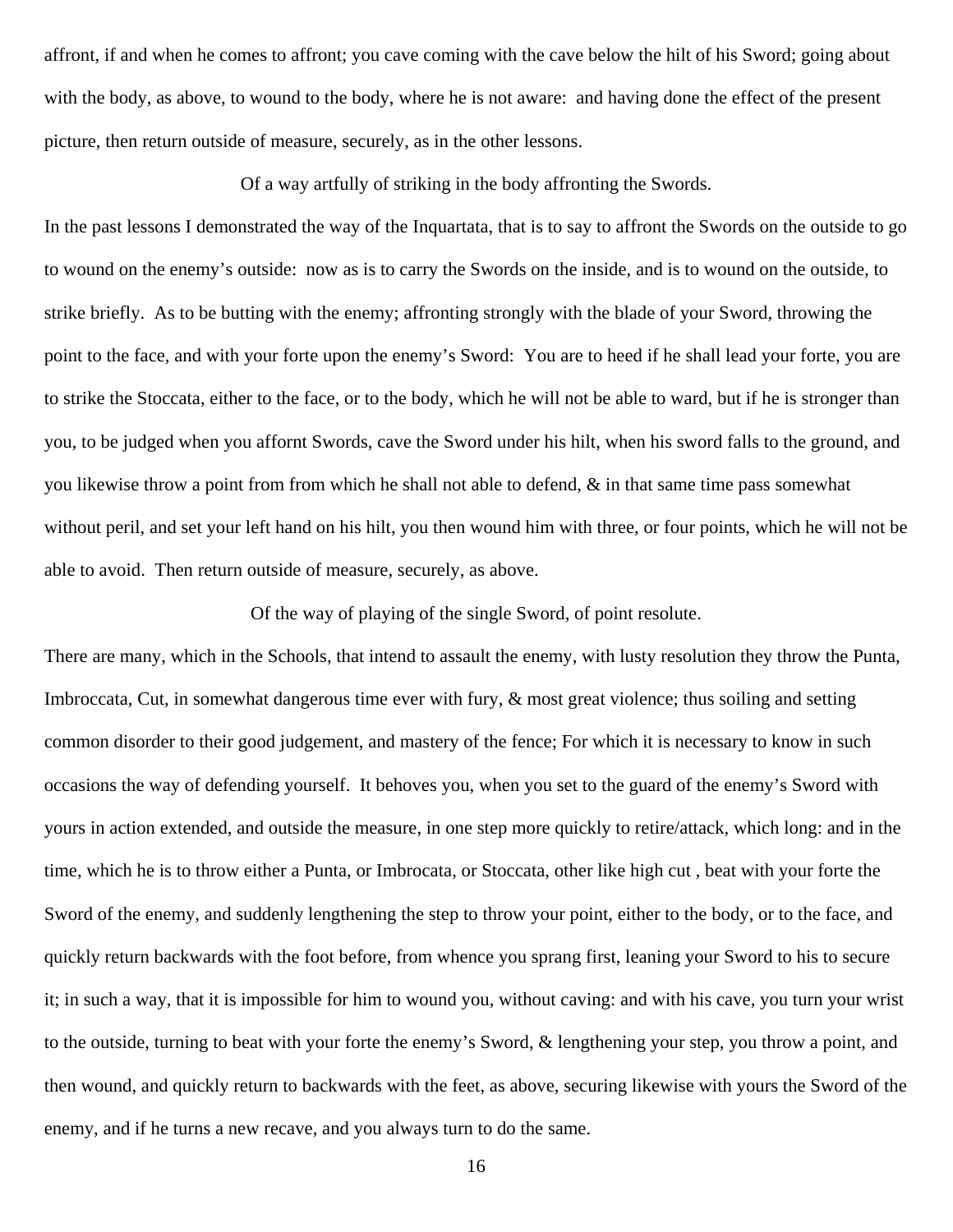affront, if and when he comes to affront; you cave coming with the cave below the hilt of his Sword; going about with the body, as above, to wound to the body, where he is not aware: and having done the effect of the present picture, then return outside of measure, securely, as in the other lessons.

### Of a way artfully of striking in the body affronting the Swords.

In the past lessons I demonstrated the way of the Inquartata, that is to say to affront the Swords on the outside to go to wound on the enemy's outside: now as is to carry the Swords on the inside, and is to wound on the outside, to strike briefly. As to be butting with the enemy; affronting strongly with the blade of your Sword, throwing the point to the face, and with your forte upon the enemy's Sword: You are to heed if he shall lead your forte, you are to strike the Stoccata, either to the face, or to the body, which he will not be able to ward, but if he is stronger than you, to be judged when you affornt Swords, cave the Sword under his hilt, when his sword falls to the ground, and you likewise throw a point from from which he shall not able to defend, & in that same time pass somewhat without peril, and set your left hand on his hilt, you then wound him with three, or four points, which he will not be able to avoid. Then return outside of measure, securely, as above.

### Of the way of playing of the single Sword, of point resolute.

There are many, which in the Schools, that intend to assault the enemy, with lusty resolution they throw the Punta, Imbroccata, Cut, in somewhat dangerous time ever with fury, & most great violence; thus soiling and setting common disorder to their good judgement, and mastery of the fence; For which it is necessary to know in such occasions the way of defending yourself. It behoves you, when you set to the guard of the enemy's Sword with yours in action extended, and outside the measure, in one step more quickly to retire/attack, which long: and in the time, which he is to throw either a Punta, or Imbrocata, or Stoccata, other like high cut , beat with your forte the Sword of the enemy, and suddenly lengthening the step to throw your point, either to the body, or to the face, and quickly return backwards with the foot before, from whence you sprang first, leaning your Sword to his to secure it; in such a way, that it is impossible for him to wound you, without caving: and with his cave, you turn your wrist to the outside, turning to beat with your forte the enemy's Sword, & lengthening your step, you throw a point, and then wound, and quickly return to backwards with the feet, as above, securing likewise with yours the Sword of the enemy, and if he turns a new recave, and you always turn to do the same.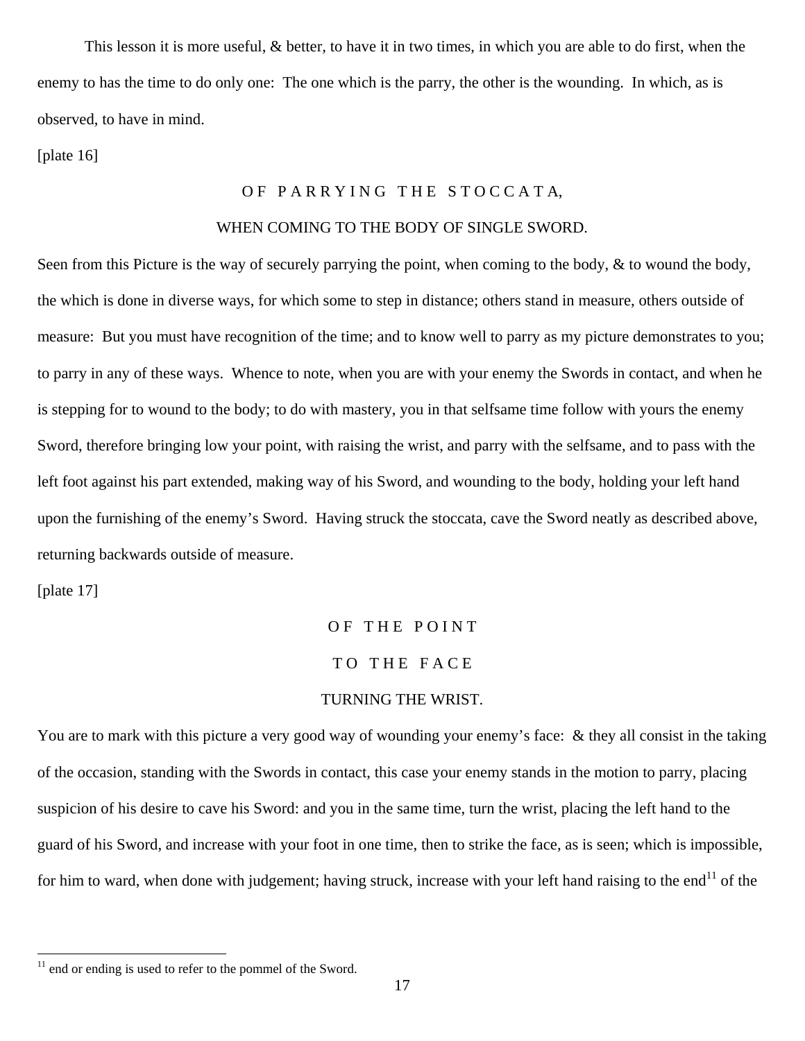This lesson it is more useful, & better, to have it in two times, in which you are able to do first, when the enemy to has the time to do only one: The one which is the parry, the other is the wounding. In which, as is observed, to have in mind.

[plate 16]

## OF PARRYING THE STOCCATA,

### WHEN COMING TO THE BODY OF SINGLE SWORD.

Seen from this Picture is the way of securely parrying the point, when coming to the body, & to wound the body, the which is done in diverse ways, for which some to step in distance; others stand in measure, others outside of measure: But you must have recognition of the time; and to know well to parry as my picture demonstrates to you; to parry in any of these ways. Whence to note, when you are with your enemy the Swords in contact, and when he is stepping for to wound to the body; to do with mastery, you in that selfsame time follow with yours the enemy Sword, therefore bringing low your point, with raising the wrist, and parry with the selfsame, and to pass with the left foot against his part extended, making way of his Sword, and wounding to the body, holding your left hand upon the furnishing of the enemy's Sword. Having struck the stoccata, cave the Sword neatly as described above, returning backwards outside of measure.

[plate 17]

## OF THE POINT
## TO THE FACE
### TURNING THE WRIST.

You are to mark with this picture a very good way of wounding your enemy's face: & they all consist in the taking of the occasion, standing with the Swords in contact, this case your enemy stands in the motion to parry, placing suspicion of his desire to cave his Sword: and you in the same time, turn the wrist, placing the left hand to the guard of his Sword, and increase with your foot in one time, then to strike the face, as is seen; which is impossible, for him to ward, when done with judgement; having struck, increase with your left hand raising to the end[11] of the

---

[11] end or ending is used to refer to the pommel of the Sword.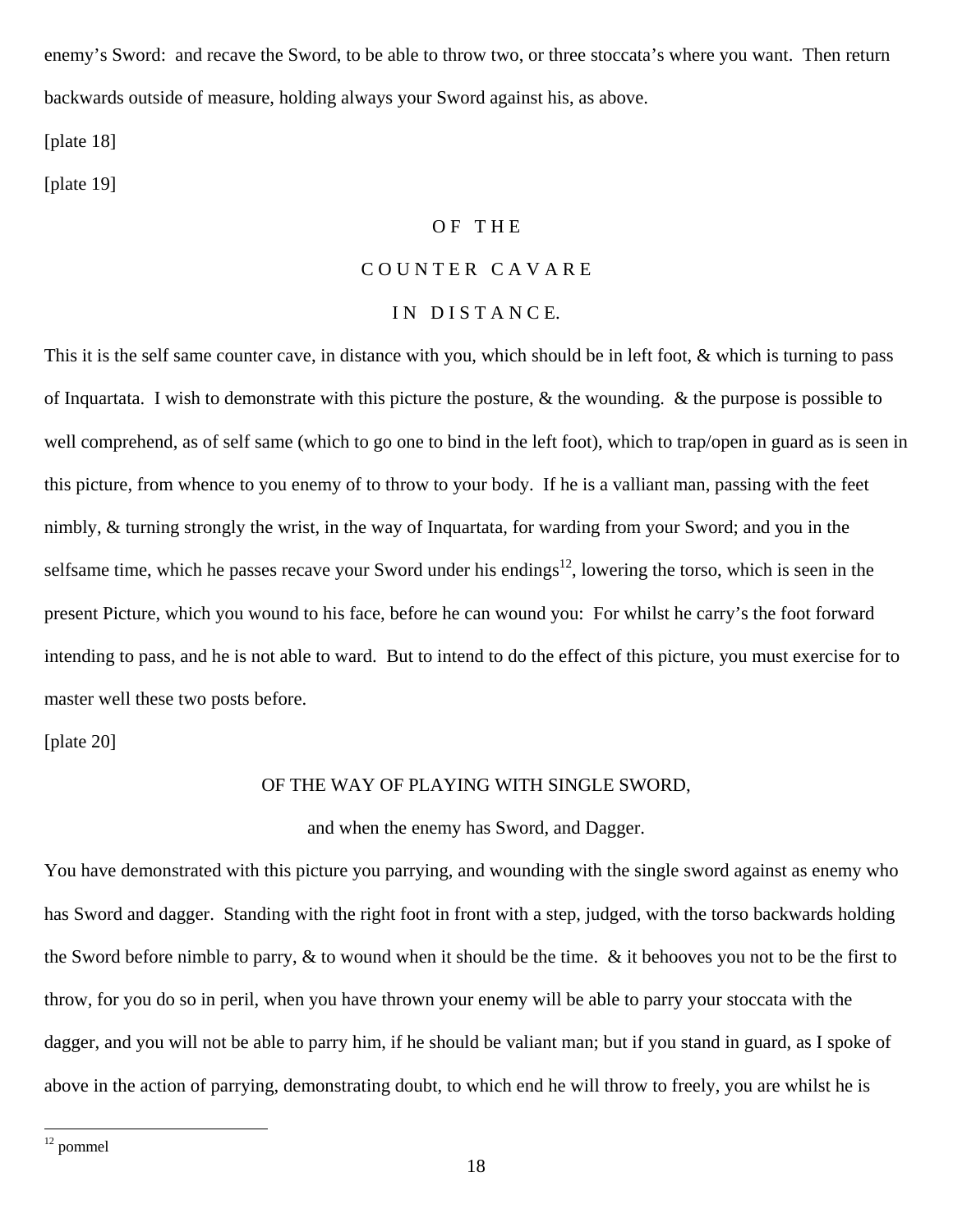enemy's Sword: and recave the Sword, to be able to throw two, or three stoccata's where you want. Then return backwards outside of measure, holding always your Sword against his, as above.

[plate 18]

[plate 19]

## OF THE COUNTER CAVARE IN DISTANCE.

This it is the self same counter cave, in distance with you, which should be in left foot, & which is turning to pass of Inquartata. I wish to demonstrate with this picture the posture, & the wounding. & the purpose is possible to well comprehend, as of self same (which to go one to bind in the left foot), which to trap/open in guard as is seen in this picture, from whence to you enemy of to throw to your body. If he is a valliant man, passing with the feet nimbly, & turning strongly the wrist, in the way of Inquartata, for warding from your Sword; and you in the selfsame time, which he passes recave your Sword under his endings[12], lowering the torso, which is seen in the present Picture, which you wound to his face, before he can wound you: For whilst he carry's the foot forward intending to pass, and he is not able to ward. But to intend to do the effect of this picture, you must exercise for to master well these two posts before.

[plate 20]

## OF THE WAY OF PLAYING WITH SINGLE SWORD,

and when the enemy has Sword, and Dagger.

You have demonstrated with this picture you parrying, and wounding with the single sword against as enemy who has Sword and dagger. Standing with the right foot in front with a step, judged, with the torso backwards holding the Sword before nimble to parry, & to wound when it should be the time. & it behooves you not to be the first to throw, for you do so in peril, when you have thrown your enemy will be able to parry your stoccata with the dagger, and you will not be able to parry him, if he should be valiant man; but if you stand in guard, as I spoke of above in the action of parrying, demonstrating doubt, to which end he will throw to freely, you are whilst he is

[12] pommel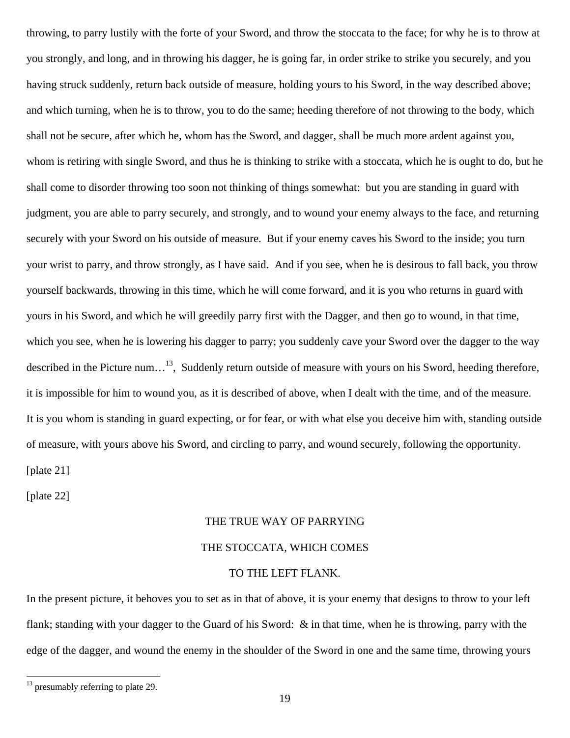throwing, to parry lustily with the forte of your Sword, and throw the stoccata to the face; for why he is to throw at you strongly, and long, and in throwing his dagger, he is going far, in order strike to strike you securely, and you having struck suddenly, return back outside of measure, holding yours to his Sword, in the way described above; and which turning, when he is to throw, you to do the same; heeding therefore of not throwing to the body, which shall not be secure, after which he, whom has the Sword, and dagger, shall be much more ardent against you, whom is retiring with single Sword, and thus he is thinking to strike with a stoccata, which he is ought to do, but he shall come to disorder throwing too soon not thinking of things somewhat: but you are standing in guard with judgment, you are able to parry securely, and strongly, and to wound your enemy always to the face, and returning securely with your Sword on his outside of measure. But if your enemy caves his Sword to the inside; you turn your wrist to parry, and throw strongly, as I have said. And if you see, when he is desirous to fall back, you throw yourself backwards, throwing in this time, which he will come forward, and it is you who returns in guard with yours in his Sword, and which he will greedily parry first with the Dagger, and then go to wound, in that time, which you see, when he is lowering his dagger to parry; you suddenly cave your Sword over the dagger to the way described in the Picture num…[13], Suddenly return outside of measure with yours on his Sword, heeding therefore, it is impossible for him to wound you, as it is described of above, when I dealt with the time, and of the measure. It is you whom is standing in guard expecting, or for fear, or with what else you deceive him with, standing outside of measure, with yours above his Sword, and circling to parry, and wound securely, following the opportunity.

[plate 21]

[plate 22]

## THE TRUE WAY OF PARRYING THE STOCCATA, WHICH COMES TO THE LEFT FLANK.

In the present picture, it behoves you to set as in that of above, it is your enemy that designs to throw to your left flank; standing with your dagger to the Guard of his Sword: & in that time, when he is throwing, parry with the edge of the dagger, and wound the enemy in the shoulder of the Sword in one and the same time, throwing yours

---

[13] presumably referring to plate 29.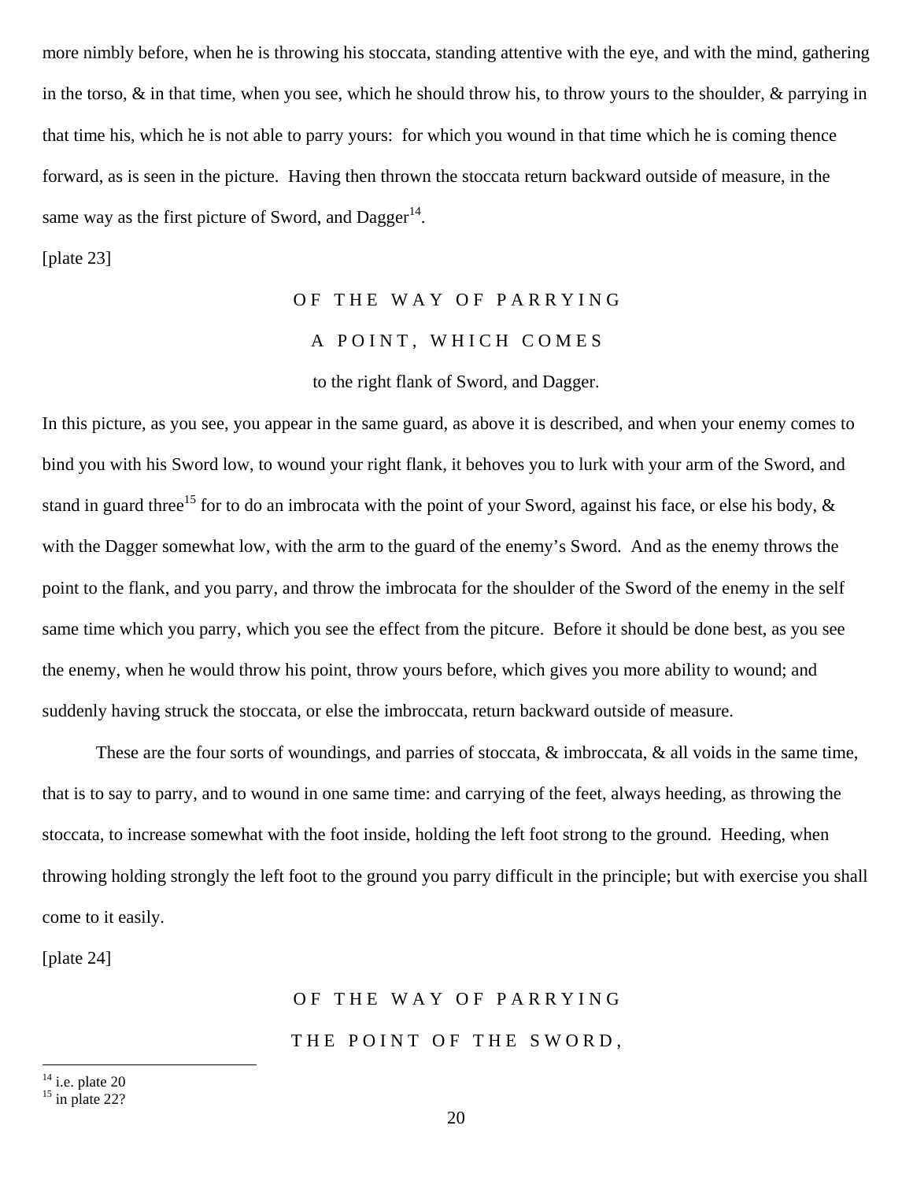more nimbly before, when he is throwing his stoccata, standing attentive with the eye, and with the mind, gathering in the torso, & in that time, when you see, which he should throw his, to throw yours to the shoulder, & parrying in that time his, which he is not able to parry yours: for which you wound in that time which he is coming thence forward, as is seen in the picture. Having then thrown the stoccata return backward outside of measure, in the same way as the first picture of Sword, and Dagger[14].

[plate 23]

### OF THE WAY OF PARRYING A POINT, WHICH COMES to the right flank of Sword, and Dagger.

In this picture, as you see, you appear in the same guard, as above it is described, and when your enemy comes to bind you with his Sword low, to wound your right flank, it behoves you to lurk with your arm of the Sword, and stand in guard three[15] for to do an imbrocata with the point of your Sword, against his face, or else his body, & with the Dagger somewhat low, with the arm to the guard of the enemy's Sword. And as the enemy throws the point to the flank, and you parry, and throw the imbrocata for the shoulder of the Sword of the enemy in the self same time which you parry, which you see the effect from the pitcure. Before it should be done best, as you see the enemy, when he would throw his point, throw yours before, which gives you more ability to wound; and suddenly having struck the stoccata, or else the imbroccata, return backward outside of measure.

These are the four sorts of woundings, and parries of stoccata, & imbroccata, & all voids in the same time, that is to say to parry, and to wound in one same time: and carrying of the feet, always heeding, as throwing the stoccata, to increase somewhat with the foot inside, holding the left foot strong to the ground. Heeding, when throwing holding strongly the left foot to the ground you parry difficult in the principle; but with exercise you shall come to it easily.

[plate 24]

### OF THE WAY OF PARRYING THE POINT OF THE SWORD,

[14] i.e. plate 20

[15] in plate 22?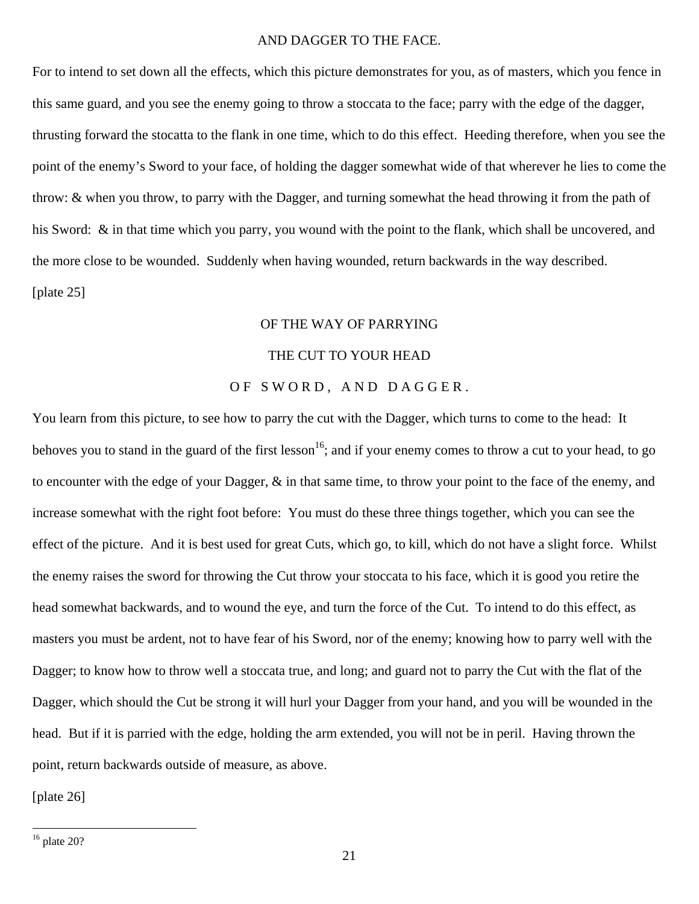AND DAGGER TO THE FACE.

For to intend to set down all the effects, which this picture demonstrates for you, as of masters, which you fence in this same guard, and you see the enemy going to throw a stoccata to the face; parry with the edge of the dagger, thrusting forward the stocatta to the flank in one time, which to do this effect. Heeding therefore, when you see the point of the enemy's Sword to your face, of holding the dagger somewhat wide of that wherever he lies to come the throw: & when you throw, to parry with the Dagger, and turning somewhat the head throwing it from the path of his Sword: & in that time which you parry, you wound with the point to the flank, which shall be uncovered, and the more close to be wounded. Suddenly when having wounded, return backwards in the way described.

[plate 25]

## OF THE WAY OF PARRYING
## THE CUT TO YOUR HEAD
## OF SWORD, AND DAGGER.

You learn from this picture, to see how to parry the cut with the Dagger, which turns to come to the head: It behoves you to stand in the guard of the first lesson[16]; and if your enemy comes to throw a cut to your head, to go to encounter with the edge of your Dagger, & in that same time, to throw your point to the face of the enemy, and increase somewhat with the right foot before: You must do these three things together, which you can see the effect of the picture. And it is best used for great Cuts, which go, to kill, which do not have a slight force. Whilst the enemy raises the sword for throwing the Cut throw your stoccata to his face, which it is good you retire the head somewhat backwards, and to wound the eye, and turn the force of the Cut. To intend to do this effect, as masters you must be ardent, not to have fear of his Sword, nor of the enemy; knowing how to parry well with the Dagger; to know how to throw well a stoccata true, and long; and guard not to parry the Cut with the flat of the Dagger, which should the Cut be strong it will hurl your Dagger from your hand, and you will be wounded in the head. But if it is parried with the edge, holding the arm extended, you will not be in peril. Having thrown the point, return backwards outside of measure, as above.

[plate 26]

---

[16] plate 20?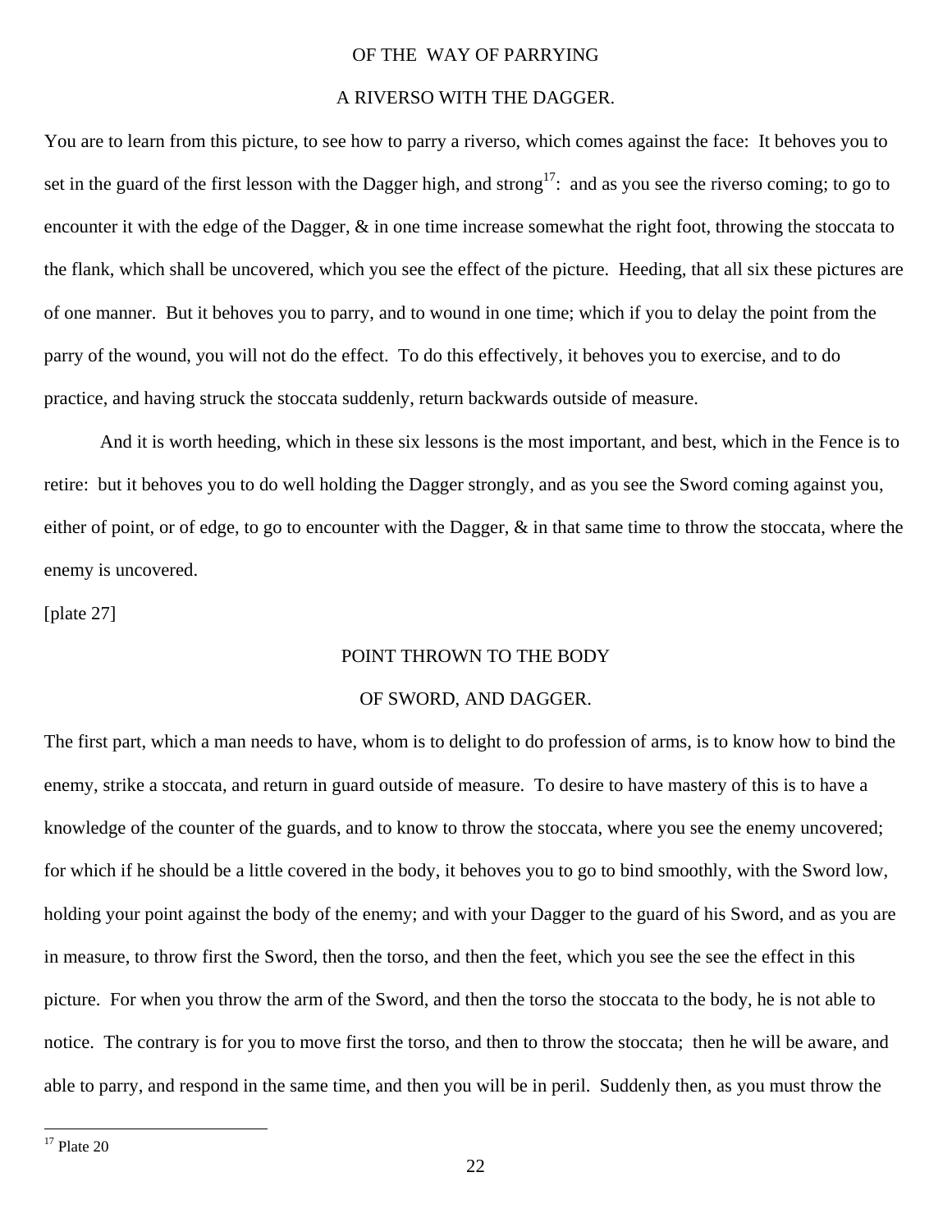## OF THE WAY OF PARRYING

## A RIVERSO WITH THE DAGGER.

You are to learn from this picture, to see how to parry a riverso, which comes against the face: It behoves you to set in the guard of the first lesson with the Dagger high, and strong[17]: and as you see the riverso coming; to go to encounter it with the edge of the Dagger, & in one time increase somewhat the right foot, throwing the stoccata to the flank, which shall be uncovered, which you see the effect of the picture. Heeding, that all six these pictures are of one manner. But it behoves you to parry, and to wound in one time; which if you to delay the point from the parry of the wound, you will not do the effect. To do this effectively, it behoves you to exercise, and to do practice, and having struck the stoccata suddenly, return backwards outside of measure.

And it is worth heeding, which in these six lessons is the most important, and best, which in the Fence is to retire: but it behoves you to do well holding the Dagger strongly, and as you see the Sword coming against you, either of point, or of edge, to go to encounter with the Dagger, & in that same time to throw the stoccata, where the enemy is uncovered.

[plate 27]

## POINT THROWN TO THE BODY

## OF SWORD, AND DAGGER.

The first part, which a man needs to have, whom is to delight to do profession of arms, is to know how to bind the enemy, strike a stoccata, and return in guard outside of measure. To desire to have mastery of this is to have a knowledge of the counter of the guards, and to know to throw the stoccata, where you see the enemy uncovered; for which if he should be a little covered in the body, it behoves you to go to bind smoothly, with the Sword low, holding your point against the body of the enemy; and with your Dagger to the guard of his Sword, and as you are in measure, to throw first the Sword, then the torso, and then the feet, which you see the see the effect in this picture. For when you throw the arm of the Sword, and then the torso the stoccata to the body, he is not able to notice. The contrary is for you to move first the torso, and then to throw the stoccata; then he will be aware, and able to parry, and respond in the same time, and then you will be in peril. Suddenly then, as you must throw the

---

[17] Plate 20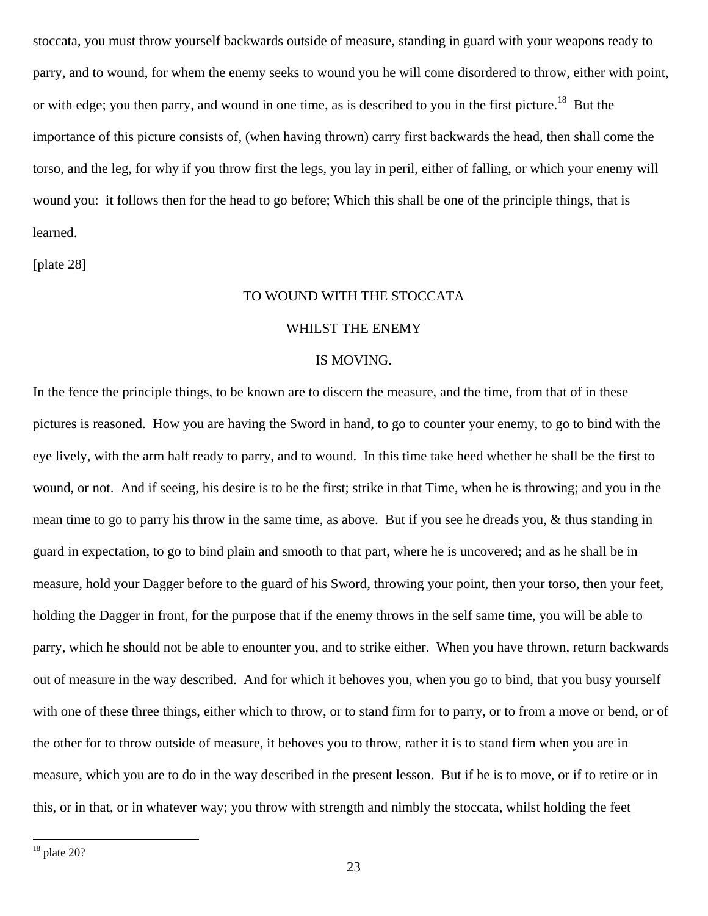stoccata, you must throw yourself backwards outside of measure, standing in guard with your weapons ready to parry, and to wound, for whem the enemy seeks to wound you he will come disordered to throw, either with point, or with edge; you then parry, and wound in one time, as is described to you in the first picture.[18] But the importance of this picture consists of, (when having thrown) carry first backwards the head, then shall come the torso, and the leg, for why if you throw first the legs, you lay in peril, either of falling, or which your enemy will wound you: it follows then for the head to go before; Which this shall be one of the principle things, that is learned.

[plate 28]

TO WOUND WITH THE STOCCATA

WHILST THE ENEMY

IS MOVING.

In the fence the principle things, to be known are to discern the measure, and the time, from that of in these pictures is reasoned. How you are having the Sword in hand, to go to counter your enemy, to go to bind with the eye lively, with the arm half ready to parry, and to wound. In this time take heed whether he shall be the first to wound, or not. And if seeing, his desire is to be the first; strike in that Time, when he is throwing; and you in the mean time to go to parry his throw in the same time, as above. But if you see he dreads you, & thus standing in guard in expectation, to go to bind plain and smooth to that part, where he is uncovered; and as he shall be in measure, hold your Dagger before to the guard of his Sword, throwing your point, then your torso, then your feet, holding the Dagger in front, for the purpose that if the enemy throws in the self same time, you will be able to parry, which he should not be able to enounter you, and to strike either. When you have thrown, return backwards out of measure in the way described. And for which it behoves you, when you go to bind, that you busy yourself with one of these three things, either which to throw, or to stand firm for to parry, or to from a move or bend, or of the other for to throw outside of measure, it behoves you to throw, rather it is to stand firm when you are in measure, which you are to do in the way described in the present lesson. But if he is to move, or if to retire or in this, or in that, or in whatever way; you throw with strength and nimbly the stoccata, whilst holding the feet

[18] plate 20?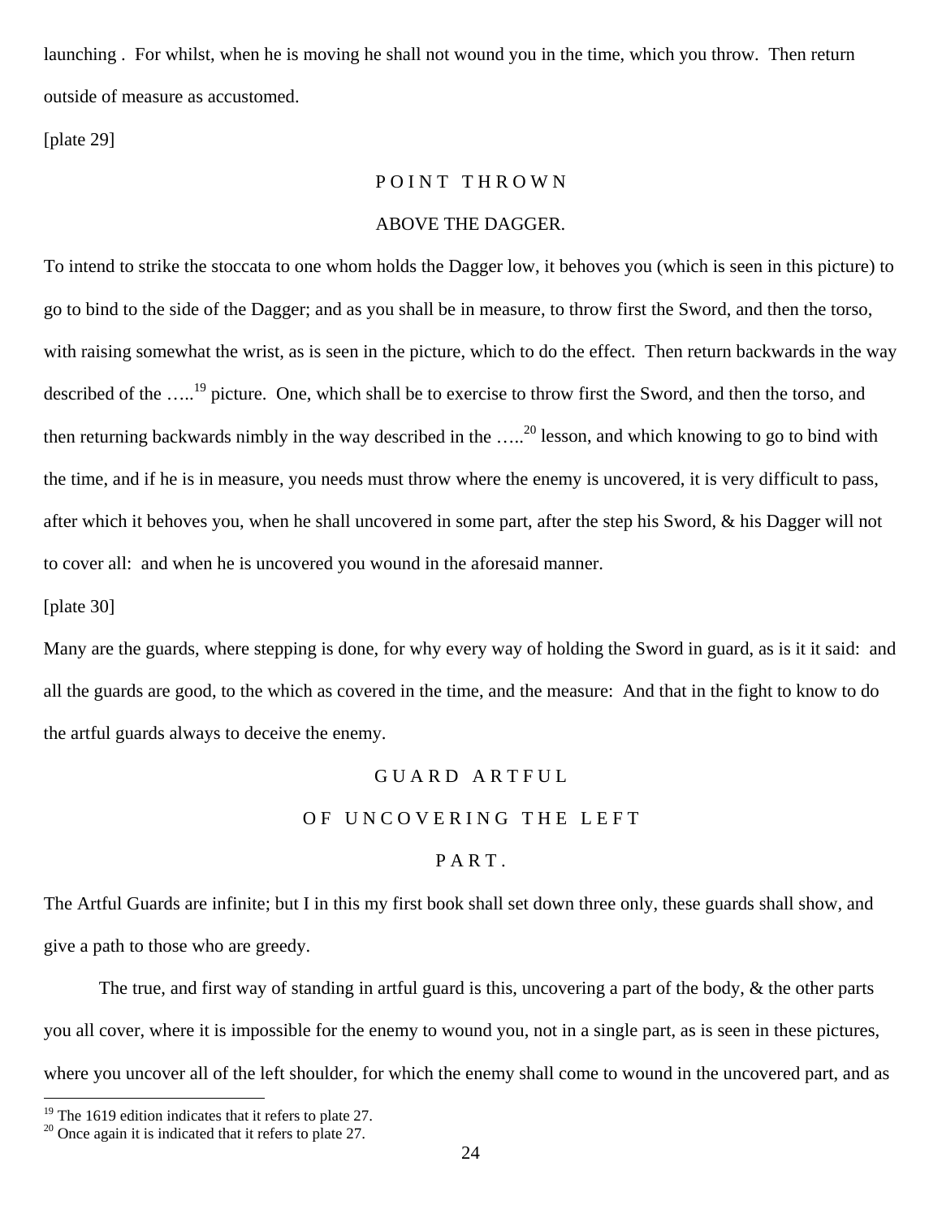launching . For whilst, when he is moving he shall not wound you in the time, which you throw. Then return outside of measure as accustomed.

[plate 29]

## POINT THROWN
## ABOVE THE DAGGER.

To intend to strike the stoccata to one whom holds the Dagger low, it behoves you (which is seen in this picture) to go to bind to the side of the Dagger; and as you shall be in measure, to throw first the Sword, and then the torso, with raising somewhat the wrist, as is seen in the picture, which to do the effect. Then return backwards in the way described of the …..[19] picture. One, which shall be to exercise to throw first the Sword, and then the torso, and then returning backwards nimbly in the way described in the …..[20] lesson, and which knowing to go to bind with the time, and if he is in measure, you needs must throw where the enemy is uncovered, it is very difficult to pass, after which it behoves you, when he shall uncovered in some part, after the step his Sword, & his Dagger will not to cover all: and when he is uncovered you wound in the aforesaid manner.

[plate 30]

Many are the guards, where stepping is done, for why every way of holding the Sword in guard, as is it it said: and all the guards are good, to the which as covered in the time, and the measure: And that in the fight to know to do the artful guards always to deceive the enemy.

## GUARD ARTFUL
## OF UNCOVERING THE LEFT
## PART.

The Artful Guards are infinite; but I in this my first book shall set down three only, these guards shall show, and give a path to those who are greedy.

The true, and first way of standing in artful guard is this, uncovering a part of the body, & the other parts you all cover, where it is impossible for the enemy to wound you, not in a single part, as is seen in these pictures, where you uncover all of the left shoulder, for which the enemy shall come to wound in the uncovered part, and as

---

[19] The 1619 edition indicates that it refers to plate 27.

[20] Once again it is indicated that it refers to plate 27.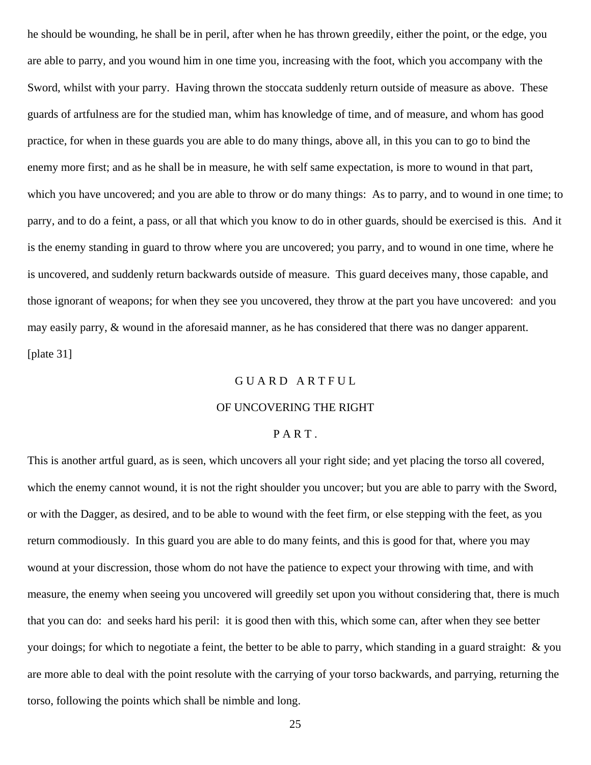he should be wounding, he shall be in peril, after when he has thrown greedily, either the point, or the edge, you are able to parry, and you wound him in one time you, increasing with the foot, which you accompany with the Sword, whilst with your parry. Having thrown the stoccata suddenly return outside of measure as above. These guards of artfulness are for the studied man, whim has knowledge of time, and of measure, and whom has good practice, for when in these guards you are able to do many things, above all, in this you can to go to bind the enemy more first; and as he shall be in measure, he with self same expectation, is more to wound in that part, which you have uncovered; and you are able to throw or do many things: As to parry, and to wound in one time; to parry, and to do a feint, a pass, or all that which you know to do in other guards, should be exercised is this. And it is the enemy standing in guard to throw where you are uncovered; you parry, and to wound in one time, where he is uncovered, and suddenly return backwards outside of measure. This guard deceives many, those capable, and those ignorant of weapons; for when they see you uncovered, they throw at the part you have uncovered: and you may easily parry, & wound in the aforesaid manner, as he has considered that there was no danger apparent.

[plate 31]

## G U A R D A R T F U L
## OF UNCOVERING THE RIGHT
## P A R T .

This is another artful guard, as is seen, which uncovers all your right side; and yet placing the torso all covered, which the enemy cannot wound, it is not the right shoulder you uncover; but you are able to parry with the Sword, or with the Dagger, as desired, and to be able to wound with the feet firm, or else stepping with the feet, as you return commodiously. In this guard you are able to do many feints, and this is good for that, where you may wound at your discression, those whom do not have the patience to expect your throwing with time, and with measure, the enemy when seeing you uncovered will greedily set upon you without considering that, there is much that you can do: and seeks hard his peril: it is good then with this, which some can, after when they see better your doings; for which to negotiate a feint, the better to be able to parry, which standing in a guard straight: & you are more able to deal with the point resolute with the carrying of your torso backwards, and parrying, returning the torso, following the points which shall be nimble and long.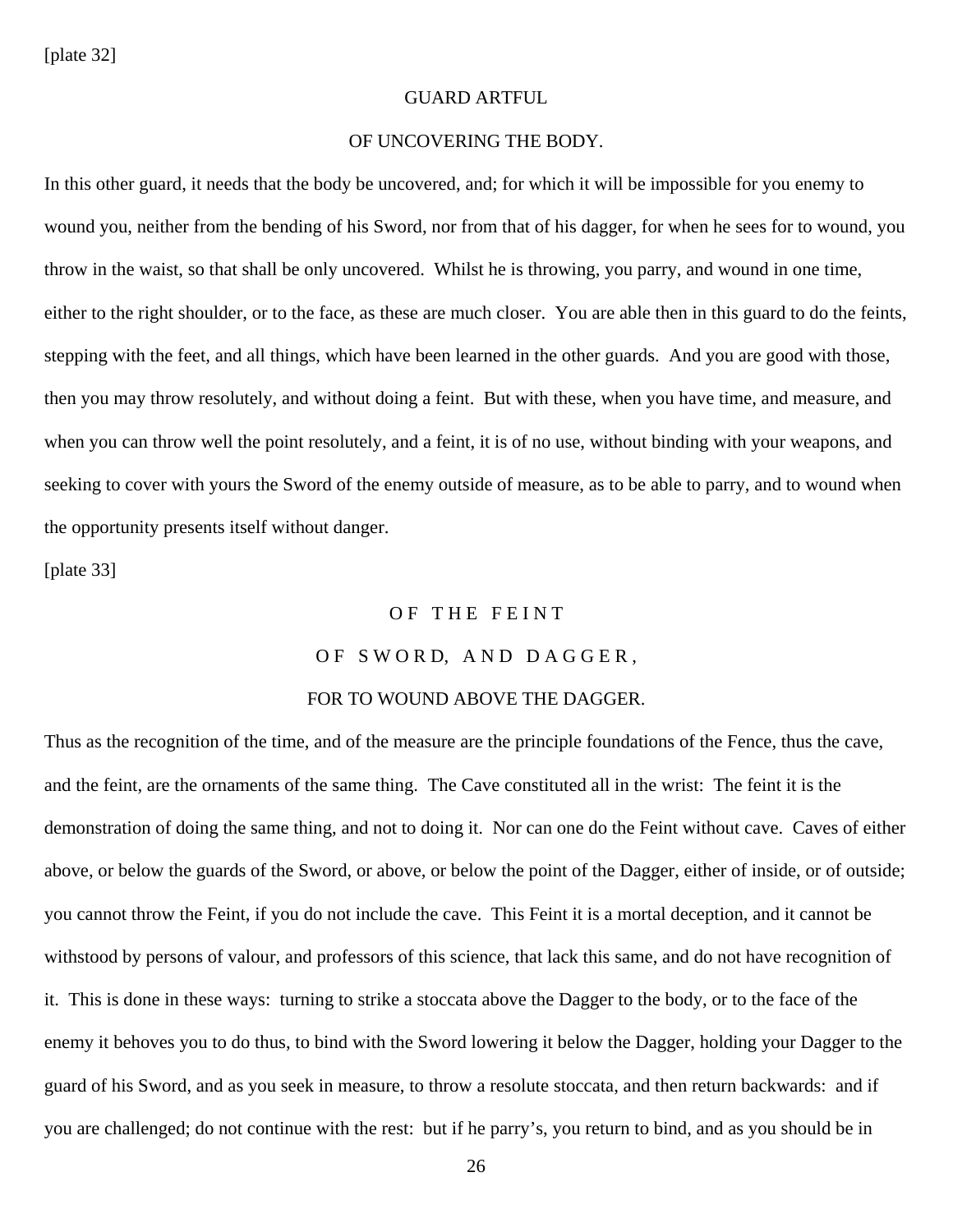[plate 32]

## GUARD ARTFUL

## OF UNCOVERING THE BODY.

In this other guard, it needs that the body be uncovered, and; for which it will be impossible for you enemy to wound you, neither from the bending of his Sword, nor from that of his dagger, for when he sees for to wound, you throw in the waist, so that shall be only uncovered. Whilst he is throwing, you parry, and wound in one time, either to the right shoulder, or to the face, as these are much closer. You are able then in this guard to do the feints, stepping with the feet, and all things, which have been learned in the other guards. And you are good with those, then you may throw resolutely, and without doing a feint. But with these, when you have time, and measure, and when you can throw well the point resolutely, and a feint, it is of no use, without binding with your weapons, and seeking to cover with yours the Sword of the enemy outside of measure, as to be able to parry, and to wound when the opportunity presents itself without danger.

[plate 33]

## OF THE FEINT

## OF SWORD, AND DAGGER,

## FOR TO WOUND ABOVE THE DAGGER.

Thus as the recognition of the time, and of the measure are the principle foundations of the Fence, thus the cave, and the feint, are the ornaments of the same thing. The Cave constituted all in the wrist: The feint it is the demonstration of doing the same thing, and not to doing it. Nor can one do the Feint without cave. Caves of either above, or below the guards of the Sword, or above, or below the point of the Dagger, either of inside, or of outside; you cannot throw the Feint, if you do not include the cave. This Feint it is a mortal deception, and it cannot be withstood by persons of valour, and professors of this science, that lack this same, and do not have recognition of it. This is done in these ways: turning to strike a stoccata above the Dagger to the body, or to the face of the enemy it behoves you to do thus, to bind with the Sword lowering it below the Dagger, holding your Dagger to the guard of his Sword, and as you seek in measure, to throw a resolute stoccata, and then return backwards: and if you are challenged; do not continue with the rest: but if he parry's, you return to bind, and as you should be in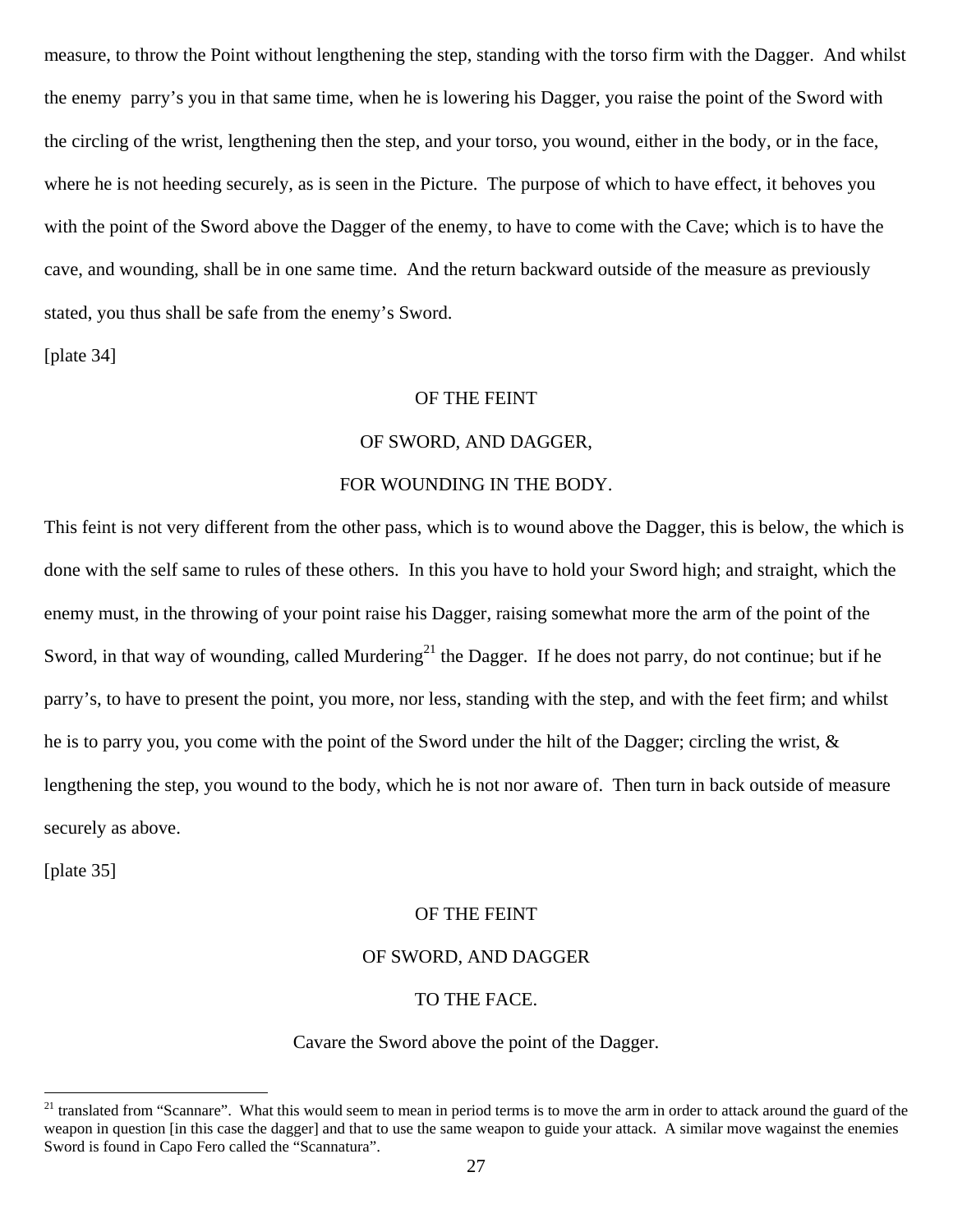measure, to throw the Point without lengthening the step, standing with the torso firm with the Dagger. And whilst the enemy parry's you in that same time, when he is lowering his Dagger, you raise the point of the Sword with the circling of the wrist, lengthening then the step, and your torso, you wound, either in the body, or in the face, where he is not heeding securely, as is seen in the Picture. The purpose of which to have effect, it behoves you with the point of the Sword above the Dagger of the enemy, to have to come with the Cave; which is to have the cave, and wounding, shall be in one same time. And the return backward outside of the measure as previously stated, you thus shall be safe from the enemy's Sword.

[plate 34]

OF THE FEINT

OF SWORD, AND DAGGER,

FOR WOUNDING IN THE BODY.

This feint is not very different from the other pass, which is to wound above the Dagger, this is below, the which is done with the self same to rules of these others. In this you have to hold your Sword high; and straight, which the enemy must, in the throwing of your point raise his Dagger, raising somewhat more the arm of the point of the Sword, in that way of wounding, called Murdering[21] the Dagger. If he does not parry, do not continue; but if he parry's, to have to present the point, you more, nor less, standing with the step, and with the feet firm; and whilst he is to parry you, you come with the point of the Sword under the hilt of the Dagger; circling the wrist, & lengthening the step, you wound to the body, which he is not nor aware of. Then turn in back outside of measure securely as above.

[plate 35]

OF THE FEINT

OF SWORD, AND DAGGER

TO THE FACE.

Cavare the Sword above the point of the Dagger.

---

[21] translated from "Scannare". What this would seem to mean in period terms is to move the arm in order to attack around the guard of the weapon in question [in this case the dagger] and that to use the same weapon to guide your attack. A similar move wagainst the enemies Sword is found in Capo Fero called the "Scannatura".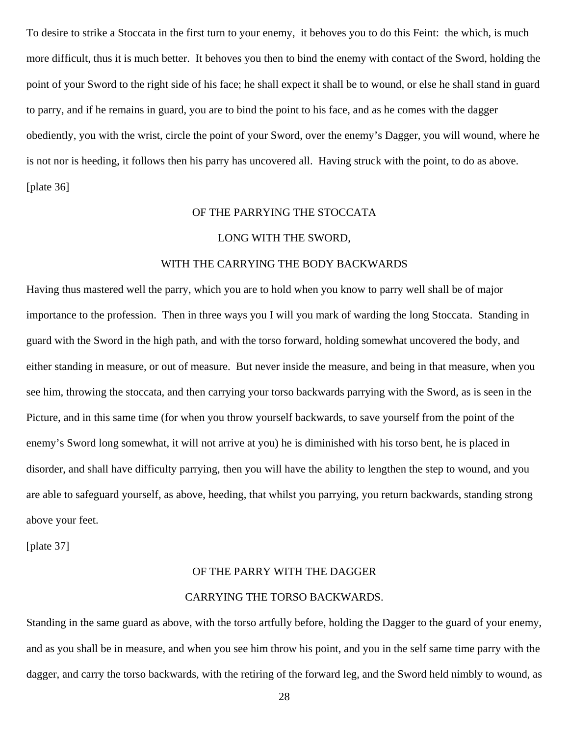To desire to strike a Stoccata in the first turn to your enemy, it behoves you to do this Feint: the which, is much more difficult, thus it is much better. It behoves you then to bind the enemy with contact of the Sword, holding the point of your Sword to the right side of his face; he shall expect it shall be to wound, or else he shall stand in guard to parry, and if he remains in guard, you are to bind the point to his face, and as he comes with the dagger obediently, you with the wrist, circle the point of your Sword, over the enemy's Dagger, you will wound, where he is not nor is heeding, it follows then his parry has uncovered all. Having struck with the point, to do as above.

[plate 36]

## OF THE PARRYING THE STOCCATA LONG WITH THE SWORD, WITH THE CARRYING THE BODY BACKWARDS

Having thus mastered well the parry, which you are to hold when you know to parry well shall be of major importance to the profession. Then in three ways you I will you mark of warding the long Stoccata. Standing in guard with the Sword in the high path, and with the torso forward, holding somewhat uncovered the body, and either standing in measure, or out of measure. But never inside the measure, and being in that measure, when you see him, throwing the stoccata, and then carrying your torso backwards parrying with the Sword, as is seen in the Picture, and in this same time (for when you throw yourself backwards, to save yourself from the point of the enemy's Sword long somewhat, it will not arrive at you) he is diminished with his torso bent, he is placed in disorder, and shall have difficulty parrying, then you will have the ability to lengthen the step to wound, and you are able to safeguard yourself, as above, heeding, that whilst you parrying, you return backwards, standing strong above your feet.

[plate 37]

## OF THE PARRY WITH THE DAGGER CARRYING THE TORSO BACKWARDS.

Standing in the same guard as above, with the torso artfully before, holding the Dagger to the guard of your enemy, and as you shall be in measure, and when you see him throw his point, and you in the self same time parry with the dagger, and carry the torso backwards, with the retiring of the forward leg, and the Sword held nimbly to wound, as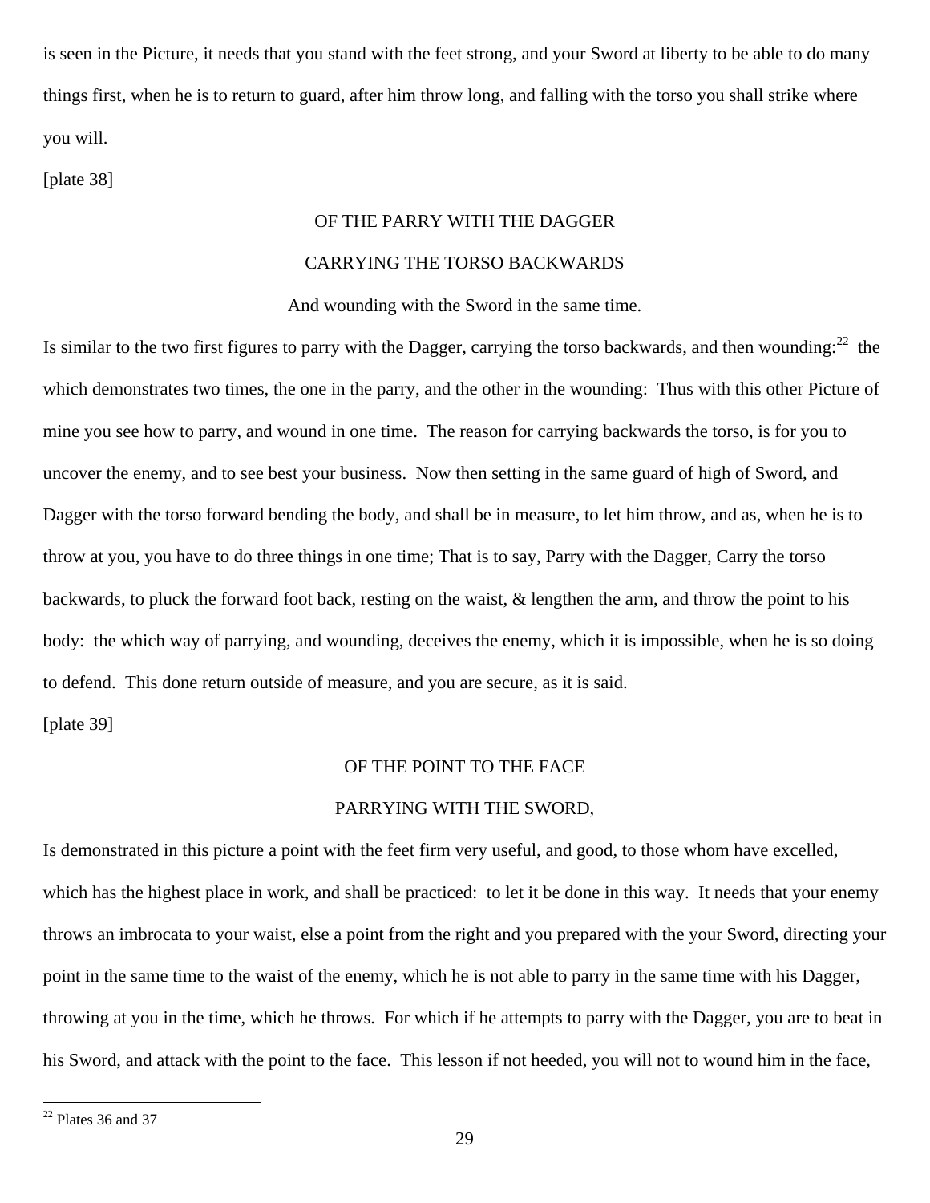is seen in the Picture, it needs that you stand with the feet strong, and your Sword at liberty to be able to do many things first, when he is to return to guard, after him throw long, and falling with the torso you shall strike where you will.

[plate 38]

OF THE PARRY WITH THE DAGGER

CARRYING THE TORSO BACKWARDS

And wounding with the Sword in the same time.

Is similar to the two first figures to parry with the Dagger, carrying the torso backwards, and then wounding:[22] the which demonstrates two times, the one in the parry, and the other in the wounding: Thus with this other Picture of mine you see how to parry, and wound in one time. The reason for carrying backwards the torso, is for you to uncover the enemy, and to see best your business. Now then setting in the same guard of high of Sword, and Dagger with the torso forward bending the body, and shall be in measure, to let him throw, and as, when he is to throw at you, you have to do three things in one time; That is to say, Parry with the Dagger, Carry the torso backwards, to pluck the forward foot back, resting on the waist, & lengthen the arm, and throw the point to his body: the which way of parrying, and wounding, deceives the enemy, which it is impossible, when he is so doing to defend. This done return outside of measure, and you are secure, as it is said.

[plate 39]

OF THE POINT TO THE FACE

PARRYING WITH THE SWORD,

Is demonstrated in this picture a point with the feet firm very useful, and good, to those whom have excelled, which has the highest place in work, and shall be practiced: to let it be done in this way. It needs that your enemy throws an imbrocata to your waist, else a point from the right and you prepared with the your Sword, directing your point in the same time to the waist of the enemy, which he is not able to parry in the same time with his Dagger, throwing at you in the time, which he throws. For which if he attempts to parry with the Dagger, you are to beat in his Sword, and attack with the point to the face. This lesson if not heeded, you will not to wound him in the face,

[22] Plates 36 and 37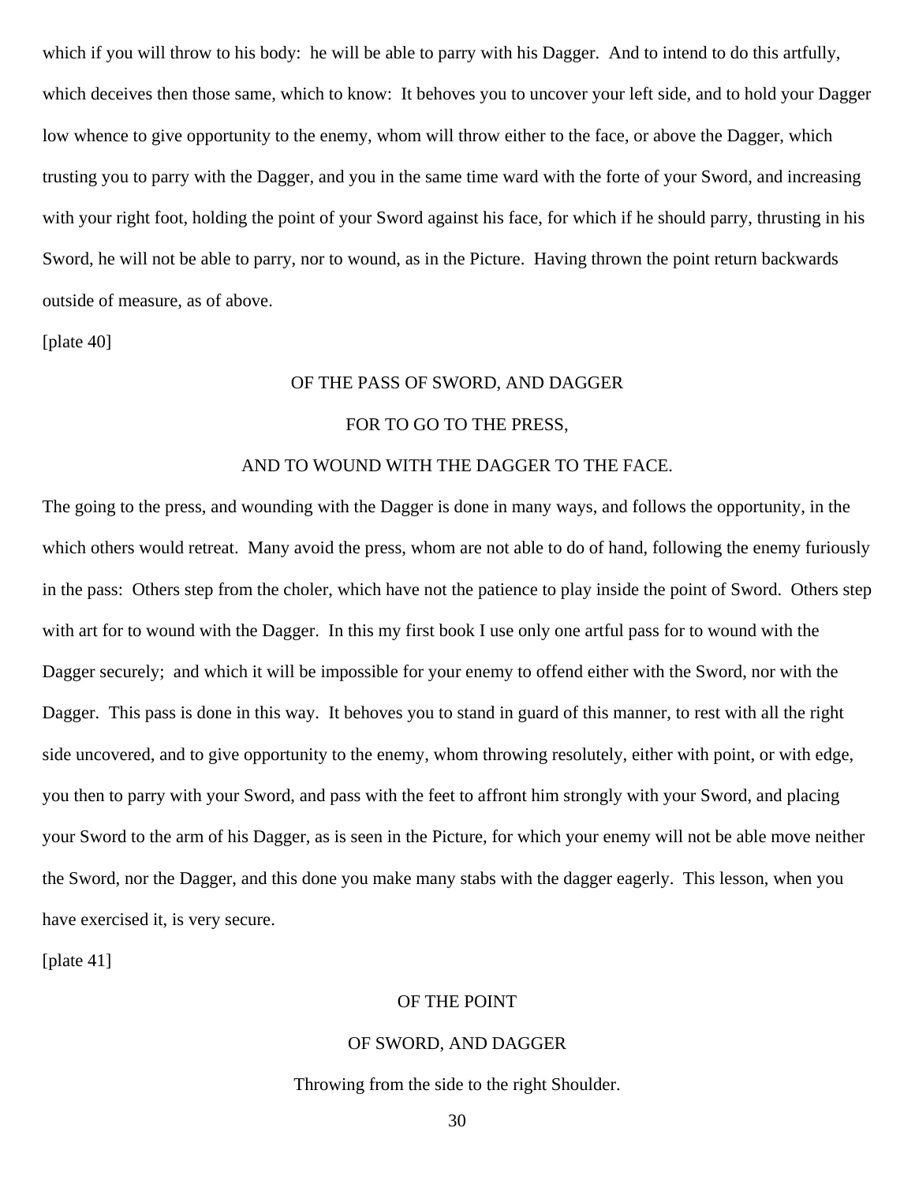which if you will throw to his body: he will be able to parry with his Dagger. And to intend to do this artfully, which deceives then those same, which to know: It behoves you to uncover your left side, and to hold your Dagger low whence to give opportunity to the enemy, whom will throw either to the face, or above the Dagger, which trusting you to parry with the Dagger, and you in the same time ward with the forte of your Sword, and increasing with your right foot, holding the point of your Sword against his face, for which if he should parry, thrusting in his Sword, he will not be able to parry, nor to wound, as in the Picture. Having thrown the point return backwards outside of measure, as of above.

[plate 40]

OF THE PASS OF SWORD, AND DAGGER

FOR TO GO TO THE PRESS,

AND TO WOUND WITH THE DAGGER TO THE FACE.

The going to the press, and wounding with the Dagger is done in many ways, and follows the opportunity, in the which others would retreat. Many avoid the press, whom are not able to do of hand, following the enemy furiously in the pass: Others step from the choler, which have not the patience to play inside the point of Sword. Others step with art for to wound with the Dagger. In this my first book I use only one artful pass for to wound with the Dagger securely; and which it will be impossible for your enemy to offend either with the Sword, nor with the Dagger. This pass is done in this way. It behoves you to stand in guard of this manner, to rest with all the right side uncovered, and to give opportunity to the enemy, whom throwing resolutely, either with point, or with edge, you then to parry with your Sword, and pass with the feet to affront him strongly with your Sword, and placing your Sword to the arm of his Dagger, as is seen in the Picture, for which your enemy will not be able move neither the Sword, nor the Dagger, and this done you make many stabs with the dagger eagerly. This lesson, when you have exercised it, is very secure.

[plate 41]

OF THE POINT

OF SWORD, AND DAGGER

Throwing from the side to the right Shoulder.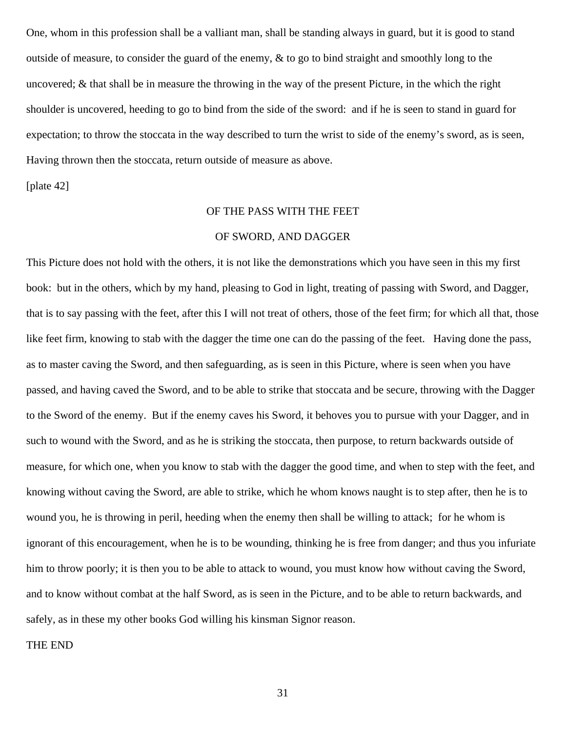One, whom in this profession shall be a valliant man, shall be standing always in guard, but it is good to stand outside of measure, to consider the guard of the enemy, & to go to bind straight and smoothly long to the uncovered; & that shall be in measure the throwing in the way of the present Picture, in the which the right shoulder is uncovered, heeding to go to bind from the side of the sword: and if he is seen to stand in guard for expectation; to throw the stoccata in the way described to turn the wrist to side of the enemy's sword, as is seen, Having thrown then the stoccata, return outside of measure as above.

[plate 42]

## OF THE PASS WITH THE FEET

## OF SWORD, AND DAGGER

This Picture does not hold with the others, it is not like the demonstrations which you have seen in this my first book: but in the others, which by my hand, pleasing to God in light, treating of passing with Sword, and Dagger, that is to say passing with the feet, after this I will not treat of others, those of the feet firm; for which all that, those like feet firm, knowing to stab with the dagger the time one can do the passing of the feet. Having done the pass, as to master caving the Sword, and then safeguarding, as is seen in this Picture, where is seen when you have passed, and having caved the Sword, and to be able to strike that stoccata and be secure, throwing with the Dagger to the Sword of the enemy. But if the enemy caves his Sword, it behoves you to pursue with your Dagger, and in such to wound with the Sword, and as he is striking the stoccata, then purpose, to return backwards outside of measure, for which one, when you know to stab with the dagger the good time, and when to step with the feet, and knowing without caving the Sword, are able to strike, which he whom knows naught is to step after, then he is to wound you, he is throwing in peril, heeding when the enemy then shall be willing to attack; for he whom is ignorant of this encouragement, when he is to be wounding, thinking he is free from danger; and thus you infuriate him to throw poorly; it is then you to be able to attack to wound, you must know how without caving the Sword, and to know without combat at the half Sword, as is seen in the Picture, and to be able to return backwards, and safely, as in these my other books God willing his kinsman Signor reason.

THE END